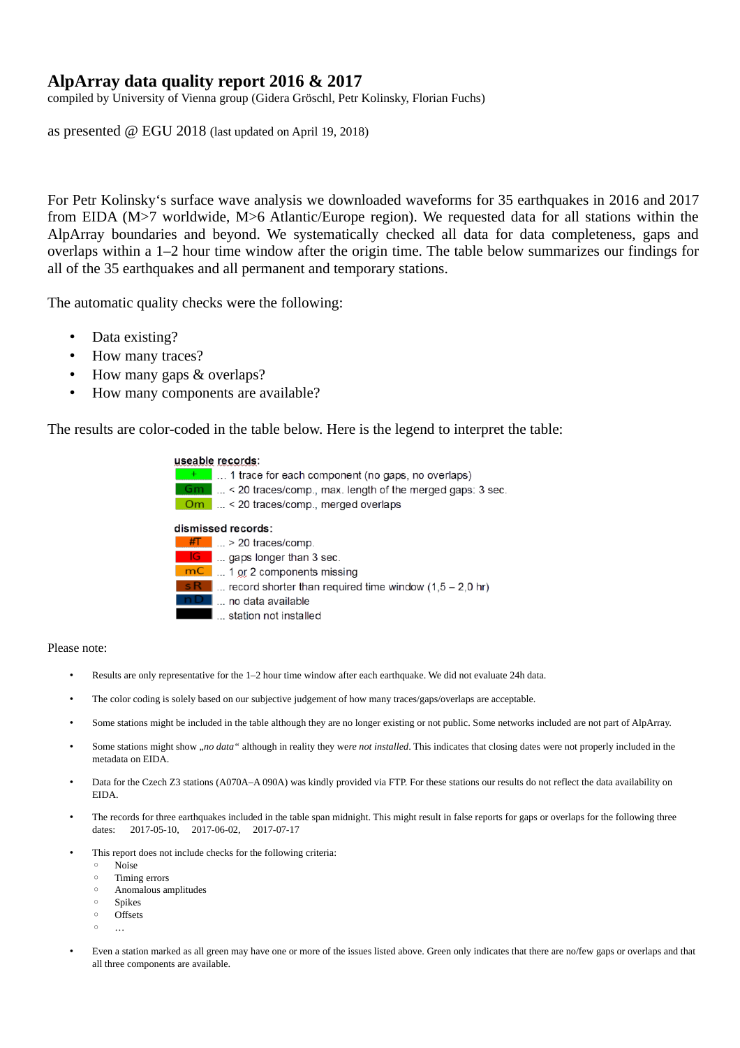# AlpArray data quality report 2016 & 2017

compiled by University of Vienna group (Gidera Gröschl, Petr Kolinsky, Florian Fuchs)

as presented @ EGU 2018 (last updated on April 19, 2018)

For Petr Kolinsky's surface wave analysis we downloaded waveforms for 35 earthquakes in 2016 and 2017 from EIDA (M>7 worldwide, M>6 Atlantic/Europe region). We requested data for all stations within the AlpArray boundaries and beyond. We systematically checked all data for data completeness, gaps and overlaps within a 1–2 hour time window after the origin time. The table below summarizes our findings for all of the 35 earthquakes and all permanent and temporary stations.

The automatic quality checks were the following:

- Data existing?
- How many traces?
- How many gaps & overlaps?
- How many components are available?

The results are color-coded in the table below. Here is the legend to interpret the table:

**useable records:**

| Code | Description |
|---|---|
| + | ... 1 trace for each component (no gaps, no overlaps) |
| Gm | ... < 20 traces/comp., max. length of the merged gaps: 3 sec. |
| Om | ... < 20 traces/comp., merged overlaps |

**dismissed records:**

| Code | Description |
|---|---|
| #T | ... > 20 traces/comp. |
| lG | ... gaps longer than 3 sec. |
| mC | ... 1 or 2 components missing |
| sR | ... record shorter than required time window (1,5 – 2,0 hr) |
| nD | ... no data available |
| (black) | ... station not installed |

Please note:

- Results are only representative for the 1–2 hour time window after each earthquake. We did not evaluate 24h data.
- The color coding is solely based on our subjective judgement of how many traces/gaps/overlaps are acceptable.
- Some stations might be included in the table although they are no longer existing or not public. Some networks included are not part of AlpArray.
- Some stations might show *„no data"* although in reality they were *not installed*. This indicates that closing dates were not properly included in the metadata on EIDA.
- Data for the Czech Z3 stations (A070A–A 090A) was kindly provided via FTP. For these stations our results do not reflect the data availability on EIDA.
- The records for three earthquakes included in the table span midnight. This might result in false reports for gaps or overlaps for the following three dates: 2017-05-10, 2017-06-02, 2017-07-17
- This report does not include checks for the following criteria:
  - Noise
  - Timing errors
  - Anomalous amplitudes
  - Spikes
  - Offsets
  - …
- Even a station marked as all green may have one or more of the issues listed above. Green only indicates that there are no/few gaps or overlaps and that all three components are available.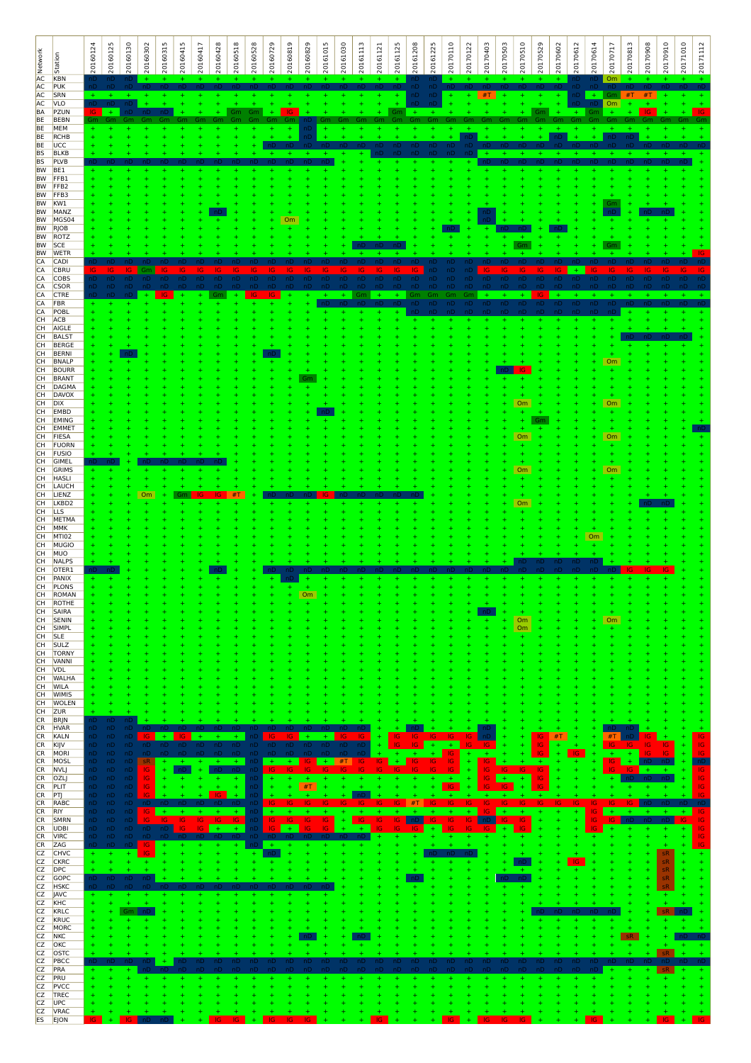| Network | Station | 20160124 | 20160125 | 20160130 | 20160302 | 20160315 | 20160415 | 20160417 | 20160428 | 20160518 | 20160528 | 20160729 | 20160819 | 20160829 | 20161015 | 20161030 | 20161113 | 20161121 | 20161125 | 20161208 | 20161225 | 20170110 | 20170122 | 20170403 | 20170503 | 20170510 | 20170529 | 20170602 | 20170612 | 20170614 | 20170717 | 20170813 | 20170908 | 20170910 | 20171010 | 20171112 |
|---|---|---|---|---|---|---|---|---|---|---|---|---|---|---|---|---|---|---|---|---|---|---|---|---|---|---|---|---|---|---|---|---|---|---|---|---|
| AC | KBN | nD | nD | nD | + | + | + | + | + | + | + | + | + | + | + | + | + | + | + | nD | nD | + | + | + | + | + | + | + | nD | nD | Om | + | + | + | + | + |
| AC | PUK | nD | nD | nD | nD | nD | nD | nD | nD | nD | nD | nD | nD | nD | nD | nD | nD | nD | nD | nD | nD | nD | nD | nD | nD | nD | nD | nD | nD | nD | nD | nD | nD | nD | nD | nD |
| AC | SRN | + | + | + | + | + | + | + | + | + | + | + | + | + | + | + | + | + | + | nD | nD | + | + | #T | + | + | + | + | nD | + | Gm | #T | #T | + | + | + |
| AC | VLO | nD | nD | nD | + | + | + | + | + | + | + | + | + | + | + | + | + | + | + | nD | nD | + | + | + | + | + | + | + | nD | nD | Om | + | + | + | + | + |
| BA | PZUN | IG | + | nD | nD | nD | + | + | + | Gm | Gm | + | IG | + | + | + | + | + | Gm | + | + | + | + | + | + | + | Gm | + | + | Gm | + | + | IG | + | + | IG |
| BE | BEBN | Gm | Gm | Gm | Gm | Gm | Gm | Gm | Gm | Gm | Gm | Gm | Gm | nD | Gm | Gm | Gm | Gm | Gm | Gm | Gm | Gm | Gm | Gm | Gm | Gm | Gm | Gm | Gm | Gm | Gm | Gm | Gm | Gm | Gm | Gm |
| BE | MEM | + | + | + | + | + | + | + | + | + | + | + | + | nD | + | + | + | + | + | + | + | + | + | + | + | + | + | + | + | + | + | + | + | + | + | + |
| BE | RCHB | + | + | + | + | + | + | + | + | + | + | + | + | nD | + | + | + | + | + | + | + | + | nD | + | + | + | + | nD | + | + | nD | nD | + | + | + | + |
| BE | UCC | + | + | + | + | + | + | + | + | + | + | nD | nD | nD | nD | nD | nD | nD | nD | nD | nD | nD | nD | nD | nD | nD | nD | nD | nD | nD | nD | nD | nD | nD | nD | nD |
| BS | BLKB | + | + | + | + | + | + | + | + | + | + | + | + | + | + | + | + | nD | nD | nD | nD | nD | nD | + | + | + | + | + | + | + | + | + | + | + | + | + |
| BS | PLVB | nD | nD | nD | nD | nD | nD | nD | nD | nD | nD | nD | nD | nD | nD | + | + | + | + | + | + | + | + | nD | nD | nD | nD | nD | nD | nD | nD | nD | nD | nD | nD | + |
| BW | BE1 | + | + | + | + | + | + | + | + | + | + | + | + | + | + | + | + | + | + | + | + | + | + | + | + | + | + | + | + | + | + | + | + | + | + | + |
| BW | FFB1 | + | + | + | + | + | + | + | + | + | + | + | + | + | + | + | + | + | + | + | + | + | + | + | + | + | + | + | + | + | + | + | + | + | + | + |
| BW | FFB2 | + | + | + | + | + | + | + | + | + | + | + | + | + | + | + | + | + | + | + | + | + | + | + | + | + | + | + | + | + | + | + | + | + | + | + |
| BW | FFB3 | + | + | + | + | + | + | + | + | + | + | + | + | + | + | + | + | + | + | + | + | + | + | + | + | + | + | + | + | + | + | + | + | + | + | + |
| BW | KW1 | + | + | + | + | + | + | + | + | + | + | + | + | + | + | + | + | + | + | + | + | + | + | + | + | + | + | + | + | + | Gm | + | + | + | + | + |
| BW | MANZ | + | + | + | + | + | + | + | nD | + | + | + | + | + | + | + | + | + | + | + | + | + | + | nD | + | + | + | + | + | + | nD | + | nD | nD | + | + |
| BW | MGS04 | + | + | + | + | + | + | + | + | + | + | + | Om | + | + | + | + | + | + | + | + | + | + | nD | + | + | + | + | + | + | + | + | + | + | + | + |
| BW | RJOB | + | + | + | + | + | + | + | + | + | + | + | + | + | + | + | + | + | + | + | + | nD | + | + | nD | nD | + | nD | + | + | + | + | + | + | + | + |
| BW | ROTZ | + | + | + | + | + | + | + | + | + | + | + | + | + | + | + | + | + | + | + | + | + | + | + | + | + | + | + | + | + | + | + | + | + | + | + |
| BW | SCE | + | + | + | + | + | + | + | + | + | + | + | + | + | + | + | nD | nD | nD | + | + | + | + | + | + | Gm | + | + | + | + | Gm | + | + | + | + | + |
| BW | WETR | + | + | + | + | + | + | + | + | + | + | + | + | + | + | + | + | + | + | + | + | + | + | + | + | + | + | + | + | + | + | + | + | + | + | IG |
| CA | CADI | nD | nD | nD | nD | nD | nD | nD | nD | nD | nD | nD | nD | nD | nD | nD | nD | nD | nD | nD | nD | nD | nD | nD | nD | nD | nD | nD | nD | nD | nD | nD | nD | nD | nD | nD |
| CA | CBRU | IG | IG | IG | Gm | IG | IG | IG | IG | IG | IG | IG | IG | IG | IG | IG | IG | IG | IG | IG | nD | nD | nD | IG | IG | IG | IG | IG | + | IG | IG | IG | IG | IG | IG | IG |
| CA | COBS | nD | nD | nD | nD | nD | nD | nD | nD | nD | nD | nD | nD | nD | nD | nD | nD | nD | nD | nD | nD | nD | nD | nD | nD | nD | nD | nD | nD | nD | nD | nD | nD | nD | nD | nD |
| CA | CSOR | nD | nD | nD | nD | nD | nD | nD | nD | nD | nD | nD | nD | nD | nD | nD | nD | nD | nD | nD | nD | nD | nD | nD | nD | nD | nD | nD | nD | nD | nD | nD | nD | nD | nD | nD |
| CA | CTRE | nD | nD | nD | + | IG | + | + | Gm | + | IG | IG | + | + | + | + | Gm | + | + | Gm | Gm | Gm | Gm | + | + | + | IG | + | + | + | + | + | + | + | + | + |
| CA | FBR | + | + | + | + | + | + | + | + | + | + | + | + | + | nD | nD | nD | nD | nD | nD | nD | nD | nD | nD | nD | nD | nD | nD | nD | nD | nD | nD | nD | nD | nD | nD |
| CA | POBL | + | + | + | + | + | + | + | + | + | + | + | + | + | + | + | + | + | + | nD | nD | nD | nD | nD | nD | nD | nD | nD | nD | nD | nD | + | + | + | + | + |
| CH | ACB | + | + | + | + | + | + | + | + | + | + | + | + | + | + | + | + | + | + | + | + | + | + | + | + | + | + | + | + | + | + | + | + | + | + | + |
| CH | AIGLE | + | + | + | + | + | + | + | + | + | + | + | + | + | + | + | + | + | + | + | + | + | + | + | + | + | + | + | + | + | + | + | + | + | + | + |
| CH | BALST | + | + | + | + | + | + | + | + | + | + | + | + | + | + | + | + | + | + | + | + | + | + | + | + | + | + | + | + | + | + | nD | nD | nD | nD | + |
| CH | BERGE | + | + | + | + | + | + | + | + | + | + | + | + | + | + | + | + | + | + | + | + | + | + | + | + | + | + | + | + | + | + | + | + | + | + | + |
| CH | BERNI | + | + | nD | + | + | + | + | + | + | + | nD | + | + | + | + | + | + | + | + | + | + | + | + | + | + | + | + | + | + | + | + | + | + | + | + |
| CH | BNALP | + | + | + | + | + | + | + | + | + | + | + | + | + | + | + | + | + | + | + | + | + | + | + | + | + | + | + | + | + | Om | + | + | + | + | + |
| CH | BOURR | + | + | + | + | + | + | + | + | + | + | + | + | + | + | + | + | + | + | + | + | + | + | + | nD | IG | + | + | + | + | + | + | + | + | + | + |
| CH | BRANT | + | + | + | + | + | + | + | + | + | + | + | + | Gm | + | + | + | + | + | + | + | + | + | + | + | + | + | + | + | + | + | + | + | + | + | + |
| CH | DAGMA | + | + | + | + | + | + | + | + | + | + | + | + | + | + | + | + | + | + | + | + | + | + | + | + | + | + | + | + | + | + | + | + | + | + | + |
| CH | DAVOX | + | + | + | + | + | + | + | + | + | + | + | + | + | + | + | + | + | + | + | + | + | + | + | + | + | + | + | + | + | + | + | + | + | + | + |
| CH | DIX | + | + | + | + | + | + | + | + | + | + | + | + | + | + | + | + | + | + | + | + | + | + | + | + | Om | + | + | + | + | Om | + | + | + | + | + |
| CH | EMBD | + | + | + | + | + | + | + | + | + | + | + | + | + | nD | + | + | + | + | + | + | + | + | + | + | + | + | + | + | + | + | + | + | + | + | + |
| CH | EMING | + | + | + | + | + | + | + | + | + | + | + | + | + | + | + | + | + | + | + | + | + | + | + | + | + | Gm | + | + | + | + | + | + | + | + | + |
| CH | EMMET | + | + | + | + | + | + | + | + | + | + | + | + | + | + | + | + | + | + | + | + | + | + | + | + | + | + | + | + | + | + | + | + | + | + | nD |
| CH | FIESA | + | + | + | + | + | + | + | + | + | + | + | + | + | + | + | + | + | + | + | + | + | + | + | + | Om | + | + | + | + | Om | + | + | + | + | + |
| CH | FUORN | + | + | + | + | + | + | + | + | + | + | + | + | + | + | + | + | + | + | + | + | + | + | + | + | + | + | + | + | + | + | + | + | + | + | + |
| CH | FUSIO | + | + | + | + | + | + | + | + | + | + | + | + | + | + | + | + | + | + | + | + | + | + | + | + | + | + | + | + | + | + | + | + | + | + | + |
| CH | GIMEL | nD | nD | + | nD | nD | nD | nD | nD | + | + | + | + | + | + | + | + | + | + | + | + | + | + | + | + | + | + | + | + | + | + | + | + | + | + | + |
| CH | GRIMS | + | + | + | + | + | + | + | + | + | + | + | + | + | + | + | + | + | + | + | + | + | + | + | + | Om | + | + | + | + | Om | + | + | + | + | + |
| CH | HASLI | + | + | + | + | + | + | + | + | + | + | + | + | + | + | + | + | + | + | + | + | + | + | + | + | + | + | + | + | + | + | + | + | + | + | + |
| CH | LAUCH | + | + | + | + | + | + | + | + | + | + | + | + | + | + | + | + | + | + | + | + | + | + | + | + | + | + | + | + | + | + | + | + | + | + | + |
| CH | LIENZ | + | + | + | Om | + | Gm | IG | IG | #T | + | nD | nD | nD | IG | nD | nD | nD | nD | nD | + | + | + | + | + | + | + | + | + | + | + | + | + | + | + | + |
| CH | LKBD2 | + | + | + | + | + | + | + | + | + | + | + | + | + | + | + | + | + | + | + | + | + | + | + | + | Om | + | + | + | + | + | + | nD | nD | + | + |
| CH | LLS | + | + | + | + | + | + | + | + | + | + | + | + | + | + | + | + | + | + | + | + | + | + | + | + | + | + | + | + | + | + | + | + | + | + | + |
| CH | METMA | + | + | + | + | + | + | + | + | + | + | + | + | + | + | + | + | + | + | + | + | + | + | + | + | + | + | + | + | + | + | + | + | + | + | + |
| CH | MMK | + | + | + | + | + | + | + | + | + | + | + | + | + | + | + | + | + | + | + | + | + | + | + | + | + | + | + | + | + | + | + | + | + | + | + |
| CH | MTI02 | + | + | + | + | + | + | + | + | + | + | + | + | + | + | + | + | + | + | + | + | + | + | + | + | + | + | + | + | Om | + | + | + | + | + | + |
| CH | MUGIO | + | + | + | + | + | + | + | + | + | + | + | + | + | + | + | + | + | + | + | + | + | + | + | + | + | + | + | + | + | + | + | + | + | + | + |
| CH | MUO | + | + | + | + | + | + | + | + | + | + | + | + | + | + | + | + | + | + | + | + | + | + | + | + | + | + | + | + | + | + | + | + | + | + | + |
| CH | NALPS | + | + | + | + | + | + | + | + | + | + | + | + | + | + | + | + | + | + | + | + | + | + | + | + | nD | nD | nD | nD | nD | + | + | + | + | + | + |
| CH | OTER1 | nD | nD | + | + | + | + | + | nD | + | + | nD | nD | nD | nD | nD | nD | nD | nD | nD | nD | nD | nD | nD | nD | nD | nD | nD | nD | nD | nD | IG | IG | IG | + | + |
| CH | PANIX | + | + | + | + | + | + | + | + | + | + | + | nD | + | + | + | + | + | + | + | + | + | + | + | + | + | + | + | + | + | + | + | + | + | + | + |
| CH | PLONS | + | + | + | + | + | + | + | + | + | + | + | + | + | + | + | + | + | + | + | + | + | + | + | + | + | + | + | + | + | + | + | + | + | + | + |
| CH | ROMAN | + | + | + | + | + | + | + | + | + | + | + | + | Om | + | + | + | + | + | + | + | + | + | + | + | + | + | + | + | + | + | + | + | + | + | + |
| CH | ROTHE | + | + | + | + | + | + | + | + | + | + | + | + | + | + | + | + | + | + | + | + | + | + | + | + | + | + | + | + | + | + | + | + | + | + | + |
| CH | SAIRA | + | + | + | + | + | + | + | + | + | + | + | + | + | + | + | + | + | + | + | + | + | + | nD | + | + | + | + | + | + | + | + | + | + | + | + |
| CH | SENIN | + | + | + | + | + | + | + | + | + | + | + | + | + | + | + | + | + | + | + | + | + | + | + | + | Om | + | + | + | + | Om | + | + | + | + | + |
| CH | SIMPL | + | + | + | + | + | + | + | + | + | + | + | + | + | + | + | + | + | + | + | + | + | + | + | + | Om | + | + | + | + | + | + | + | + | + | + |
| CH | SLE | + | + | + | + | + | + | + | + | + | + | + | + | + | + | + | + | + | + | + | + | + | + | + | + | + | + | + | + | + | + | + | + | + | + | + |
| CH | SULZ | + | + | + | + | + | + | + | + | + | + | + | + | + | + | + | + | + | + | + | + | + | + | + | + | + | + | + | + | + | + | + | + | + | + | + |
| CH | TORNY | + | + | + | + | + | + | + | + | + | + | + | + | + | + | + | + | + | + | + | + | + | + | + | + | + | + | + | + | + | + | + | + | + | + | + |
| CH | VANNI | + | + | + | + | + | + | + | + | + | + | + | + | + | + | + | + | + | + | + | + | + | + | + | + | + | + | + | + | + | + | + | + | + | + | + |
| CH | VDL | + | + | + | + | + | + | + | + | + | + | + | + | + | + | + | + | + | + | + | + | + | + | + | + | + | + | + | + | + | + | + | + | + | + | + |
| CH | WALHA | + | + | + | + | + | + | + | + | + | + | + | + | + | + | + | + | + | + | + | + | + | + | + | + | + | + | + | + | + | + | + | + | + | + | + |
| CH | WILA | + | + | + | + | + | + | + | + | + | + | + | + | + | + | + | + | + | + | + | + | + | + | + | + | + | + | + | + | + | + | + | + | + | + | + |
| CH | WIMIS | + | + | + | + | + | + | + | + | + | + | + | + | + | + | + | + | + | + | + | + | + | + | + | + | + | + | + | + | + | + | + | + | + | + | + |
| CH | WOLEN | + | + | + | + | + | + | + | + | + | + | + | + | + | + | + | + | + | + | + | + | + | + | + | + | + | + | + | + | + | + | + | + | + | + | + |
| CH | ZUR | + | + | + | + | + | + | + | + | + | + | + | + | + | + | + | + | + | + | + | + | + | + | + | + | + | + | + | + | + | + | + | + | + | + | + |
| CR | BRJN | nD | nD | nD | + | + | + | + | + | + | + | + | + | + | + | + | + | + | + | + | + | + | + | + | + | + | + | + | + | + | + | + | + | + | + | + |
| CR | HVAR | nD | nD | nD | nD | nD | nD | nD | nD | nD | nD | nD | nD | nD | nD | nD | nD | + | + | nD | + | + | + | nD | + | + | + | + | + | + | nD | nD | + | + | + | + |
| CR | KALN | nD | nD | nD | IG | + | IG | + | + | + | nD | IG | IG | + | + | IG | IG | + | IG | IG | IG | IG | IG | nD | + | + | IG | #T | + | + | #T | nD | IG | + | + | IG |
| CR | KIJV | nD | nD | nD | nD | nD | nD | nD | nD | nD | nD | nD | nD | nD | nD | nD | nD | + | IG | IG | + | + | IG | IG | + | + | IG | + | + | + | IG | IG | IG | IG | + | IG |
| CR | MORI | nD | nD | nD | nD | nD | nD | nD | nD | nD | nD | nD | nD | nD | nD | nD | nD | + | + | + | + | IG | + | + | + | + | IG | + | IG | + | + | + | IG | IG | + | IG |
| CR | MOSL | nD | nD | nD | sR | + | + | + | + | + | nD | + | + | IG | + | #T | IG | IG | + | IG | IG | IG | + | IG | + | + | + | + | + | + | IG | + | nD | nD | + | nD |
| CR | NVLJ | nD | nD | nD | IG | + | nD | + | nD | nD | nD | IG | IG | IG | IG | IG | IG | IG | IG | IG | IG | IG | + | IG | IG | IG | IG | + | + | + | IG | IG | + | + | + | IG |
| CR | OZLJ | nD | nD | nD | IG | + | + | + | + | + | nD | + | + | + | + | + | + | + | + | + | + | + | + | IG | + | + | IG | + | + | + | + | nD | nD | nD | + | IG |
| CR | PLIT | nD | nD | nD | IG | + | + | + | + | + | nD | + | + | #T | + | + | + | + | + | + | + | IG | + | IG | IG | + | IG | + | + | + | + | + | + | + | + | IG |
| CR | PTJ | nD | nD | nD | IG | + | + | + | IG | + | nD | + | + | + | + | + | nD | + | + | + | + | + | + | + | + | + | + | + | + | + | + | + | + | + | + | IG |
| CR | RABC | nD | nD | nD | nD | nD | nD | nD | nD | nD | nD | IG | IG | IG | IG | IG | IG | IG | IG | #T | IG | IG | IG | IG | IG | IG | IG | IG | IG | IG | IG | IG | nD | nD | nD | nD |
| CR | RIY | nD | nD | nD | IG | + | + | + | + | + | + | + | + | + | + | + | + | + | + | + | + | + | + | IG | + | + | + | + | + | IG | + | + | + | + | + | IG |
| CR | SMRN | nD | nD | nD | IG | IG | IG | IG | IG | IG | nD | IG | IG | IG | IG | + | IG | IG | IG | nD | IG | IG | IG | IG | nD | IG | + | + | + | IG | IG | nD | nD | nD | IG | IG |
| CR | UDBI | nD | nD | nD | nD | nD | IG | IG | + | + | nD | IG | + | IG | IG | + | + | IG | IG | IG | + | IG | IG | IG | + | IG | + | + | + | IG | + | + | + | + | + | IG |
| CR | VIRC | nD | nD | nD | nD | nD | nD | nD | nD | nD | nD | nD | nD | nD | nD | nD | nD | + | + | + | + | + | + | + | + | + | + | + | + | + | + | + | + | + | + | IG |
| CR | ZAG | nD | nD | nD | IG | + | + | + | + | + | nD | + | + | + | + | + | + | + | + | + | + | + | + | + | + | + | + | + | + | + | + | + | + | + | + | IG |
| CZ | CHVC | + | + | + | IG | + | + | + | + | + | + | nD | + | + | + | + | + | + | + | + | + | nD | nD | nD | + | + | + | + | + | + | + | + | + | sR | + | + |
| CZ | CKRC | + | + | + | + | + | + | + | + | + | + | + | + | + | + | + | + | + | + | + | + | + | + | + | + | nD | + | + | IG | + | + | + | + | sR | + | + |
| CZ | DPC | + | + | + | + | + | + | + | + | + | + | + | + | + | + | + | + | + | + | + | + | + | + | + | + | + | + | + | + | + | + | + | + | sR | + | + |
| CZ | GOPC | nD | nD | nD | nD | + | + | + | + | + | + | + | + | + | + | + | + | + | + | nD | + | + | + | + | nD | nD | + | + | + | + | + | + | + | sR | + | + |
| CZ | HSKC | nD | nD | nD | nD | nD | nD | nD | nD | nD | nD | nD | nD | nD | nD | + | + | + | + | + | + | + | + | + | + | + | + | + | + | + | + | + | + | sR | + | + |
| CZ | JAVC | + | + | + | + | + | + | + | + | + | + | + | + | + | + | + | + | + | + | + | + | + | + | + | + | + | + | + | + | + | + | + | + | + | + | + |
| CZ | KHC | + | + | + | + | + | + | + | + | + | + | + | + | + | + | + | + | + | + | + | + | + | + | + | + | + | + | + | + | + | + | + | + | + | + | + |
| CZ | KRLC | + | + | Gm | nD | + | + | + | + | + | + | + | + | + | + | + | + | + | + | + | + | + | + | + | + | + | nD | nD | nD | nD | nD | + | + | sR | nD | + |
| CZ | KRUC | + | + | + | + | + | + | + | + | + | + | + | + | + | + | + | + | + | + | + | + | + | + | + | + | + | + | + | + | + | + | + | + | + | + | + |
| CZ | MORC | + | + | + | + | + | + | + | + | + | + | + | + | + | + | + | + | + | + | + | + | + | + | + | + | + | + | + | + | + | + | + | + | + | + | + |
| CZ | NKC | + | + | + | + | + | + | + | + | + | + | + | + | nD | + | + | nD | + | + | + | + | + | + | + | + | + | + | + | + | + | + | sR | + | + | nD | nD |
| CZ | OKC | + | + | + | + | + | + | + | + | + | + | + | + | + | + | + | + | + | + | + | + | + | + | + | + | + | + | + | + | + | + | + | + | + | + | + |
| CZ | OSTC | + | + | + | + | + | + | + | + | + | + | + | + | + | + | + | + | + | + | + | + | + | + | + | + | + | + | + | + | + | + | + | + | sR | + | + |
| CZ | PBCC | nD | nD | nD | nD | nD | nD | nD | nD | nD | nD | nD | nD | nD | nD | nD | nD | nD | nD | nD | nD | nD | nD | nD | nD | nD | nD | nD | nD | nD | nD | nD | nD | nD | nD | nD |
| CZ | PRA | + | + | + | nD | nD | nD | nD | nD | nD | nD | nD | nD | nD | nD | nD | nD | nD | nD | nD | nD | nD | nD | nD | nD | nD | nD | nD | nD | nD | nD | + | + | sR | + | + |
| CZ | PRU | + | + | + | + | + | + | + | + | + | + | + | + | + | + | + | + | + | + | + | + | + | + | + | + | + | + | + | + | + | + | + | + | + | + | + |
| CZ | PVCC | + | + | + | + | + | + | + | + | + | + | + | + | + | + | + | + | + | + | + | + | + | + | + | + | + | + | + | + | + | + | + | + | + | + | + |
| CZ | TREC | + | + | + | + | + | + | + | + | + | + | + | + | + | + | + | + | + | + | + | + | + | + | + | + | + | + | + | + | + | + | + | + | + | + | + |
| CZ | UPC | + | + | + | + | + | + | + | + | + | + | + | + | + | + | + | + | + | + | + | + | + | + | + | + | + | + | + | + | + | + | + | + | + | + | + |
| CZ | VRAC | + | + | + | + | + | + | + | + | + | + | + | + | + | + | + | + | + | + | + | + | + | + | + | + | + | + | + | + | + | + | + | + | + | + | + |
| ES | EJON | IG | + | IG | nD | nD | + | + | IG | IG | + | IG | IG | IG | + | + | + | IG | + | + | + | IG | + | IG | IG | IG | + | + | + | IG | + | + | + | IG | + | IG |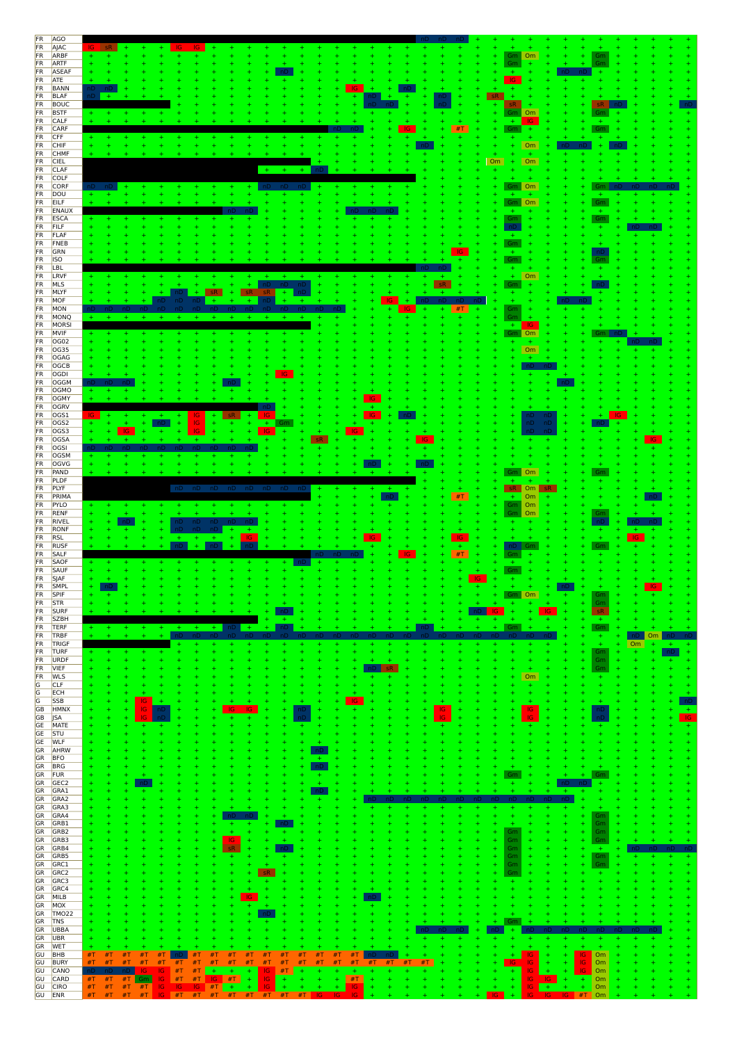| Country | Station | Codes (non-"+" entries, left to right) |
|---|---|---|
| FR | AGO | (black) nD nD nD |
| FR | AJAC | lG sR lG lG |
| FR | ARBF | Gm Om Gm |
| FR | ARTF | Gm Gm |
| FR | ASEAF | nD nD nD |
| FR | ATE | lG |
| FR | BANN | nD nD lG nD |
| FR | BLAF | nD nD nD sR |
| FR | BOUC | (black) nD nD nD sR sR nD nD |
| FR | BSTF | Gm Om Gm |
| FR | CALF | lG |
| FR | CARF | (black) nD nD lG #T Gm Gm |
| FR | CFF | |
| FR | CHIF | nD Om nD nD nD |
| FR | CHMF | |
| FR | CIEL | (black) Om Om |
| FR | CLAF | (black) nD |
| FR | COLF | (black) |
| FR | CORF | nD nD nD nD nD Gm Om Gm nD nD nD nD |
| FR | DOU | |
| FR | EILF | Gm Om Gm |
| FR | ENAUX | (black) nD nD nD nD nD |
| FR | ESCA | Gm Gm |
| FR | FILF | nD nD nD |
| FR | FLAF | |
| FR | FNEB | Gm |
| FR | GRN | lG nD |
| FR | ISO | Gm Gm |
| FR | LBL | (black) nD nD |
| FR | LRVF | Om |
| FR | MLS | nD nD nD sR Gm nD |
| FR | MLYF | nD sR sR sR nD |
| FR | MOF | nD nD nD lG nD nD nD nD nD nD |
| FR | MON | nD nD nD nD nD nD nD nD nD nD nD nD nD lG #T Gm |
| FR | MONQ | Gm |
| FR | MORSI | (black) lG |
| FR | MVIF | Gm Om Gm nD |
| FR | OG02 | nD nD |
| FR | OG35 | Om |
| FR | OGAG | |
| FR | OGCB | nD nD |
| FR | OGDI | lG |
| FR | OGGM | nD nD nD nD nD |
| FR | OGMO | |
| FR | OGMY | lG |
| FR | OGRV | (black) nD |
| FR | OGS1 | lG lG sR lG lG nD nD nD lG |
| FR | OGS2 | nD lG Gm nD nD nD |
| FR | OGS3 | lG lG lG lG lG nD nD |
| FR | OGSA | sR lG lG |
| FR | OGSI | nD nD nD nD nD nD nD nD nD |
| FR | OGSM | |
| FR | OGVG | nD nD |
| FR | PAND | Gm Om Gm |
| FR | PLDF | (black) |
| FR | PLYF | (black) nD nD nD nD nD nD nD nD sR Om sR |
| FR | PRIMA | (black) nD #T Om nD |
| FR | PYLO | Gm Om |
| FR | RENF | Gm Om Gm |
| FR | RIVEL | nD nD nD nD nD nD nD nD nD |
| FR | RONF | nD nD nD |
| FR | RSL | lG lG lG lG |
| FR | RUSF | nD nD nD nD Gm Gm |
| FR | SALF | (black) nD nD nD lG #T Gm |
| FR | SAOF | nD |
| FR | SAUF | Gm |
| FR | SJAF | lG |
| FR | SMPL | nD nD lG |
| FR | SPIF | Gm Om Gm |
| FR | STR | Gm |
| FR | SURF | nD nD lG lG sR |
| FR | SZBH | (black) |
| FR | TERF | nD nD nD Gm Gm |
| FR | TRBF | nD nD nD nD nD nD nD nD nD nD nD nD nD nD nD nD nD nD nD nD nD nD nD nD Om nD nD |
| FR | TRIGF | (black) Om |
| FR | TURF | Gm nD |
| FR | URDF | Gm |
| FR | VIEF | nD sR Gm |
| FR | WLS | Om |
| G | CLF | |
| G | ECH | |
| G | SSB | lG lG nD |
| GB | HMNX | lG lG lG nD lG lG nD lG |
| GB | JSA | lG nD nD lG lG nD lG |
| GE | MATE | |
| GE | STU | |
| GE | WLF | |
| GR | AHRW | nD |
| GR | BFO | |
| GR | BRG | nD |
| GR | FUR | Gm Gm |
| GR | GEC2 | nD nD nD |
| GR | GRA1 | nD |
| GR | GRA2 | nD nD nD nD nD nD nD nD nD nD nD nD nD nD |
| GR | GRA3 | |
| GR | GRA4 | nD nD Gm |
| GR | GRB1 | nD Gm |
| GR | GRB2 | Gm Gm |
| GR | GRB3 | lG Gm Gm |
| GR | GRB4 | sR nD Gm nD nD nD nD |
| GR | GRB5 | Gm Gm |
| GR | GRC1 | Gm Gm |
| GR | GRC2 | sR Gm |
| GR | GRC3 | |
| GR | GRC4 | |
| GR | MILB | lG nD |
| GR | MOX | |
| GR | TMO22 | nD |
| GR | TNS | Gm |
| GR | UBBA | nD nD nD nD nD nD nD nD nD nD nD nD |
| GR | UBR | |
| GR | WET | |
| GU | BHB | #T #T #T #T #T nD #T #T #T #T #T #T #T #T #T #T nD nD lG lG Om |
| GU | BURY | #T #T #T #T #T #T #T #T #T #T #T #T #T #T #T #T #T #T #T #T lG lG lG Om |
| GU | CANO | nD nD nD lG lG #T #T lG #T lG lG Om |
| GU | CARD | #T #T #T Gm lG #T #T lG #T lG #T lG lG lG Om |
| GU | CIRO | #T #T #T #T lG lG lG #T lG lG lG lG Om |
| GU | ENR | #T #T #T #T lG #T #T #T #T #T #T #T #T lG lG lG lG lG lG lG #T Om |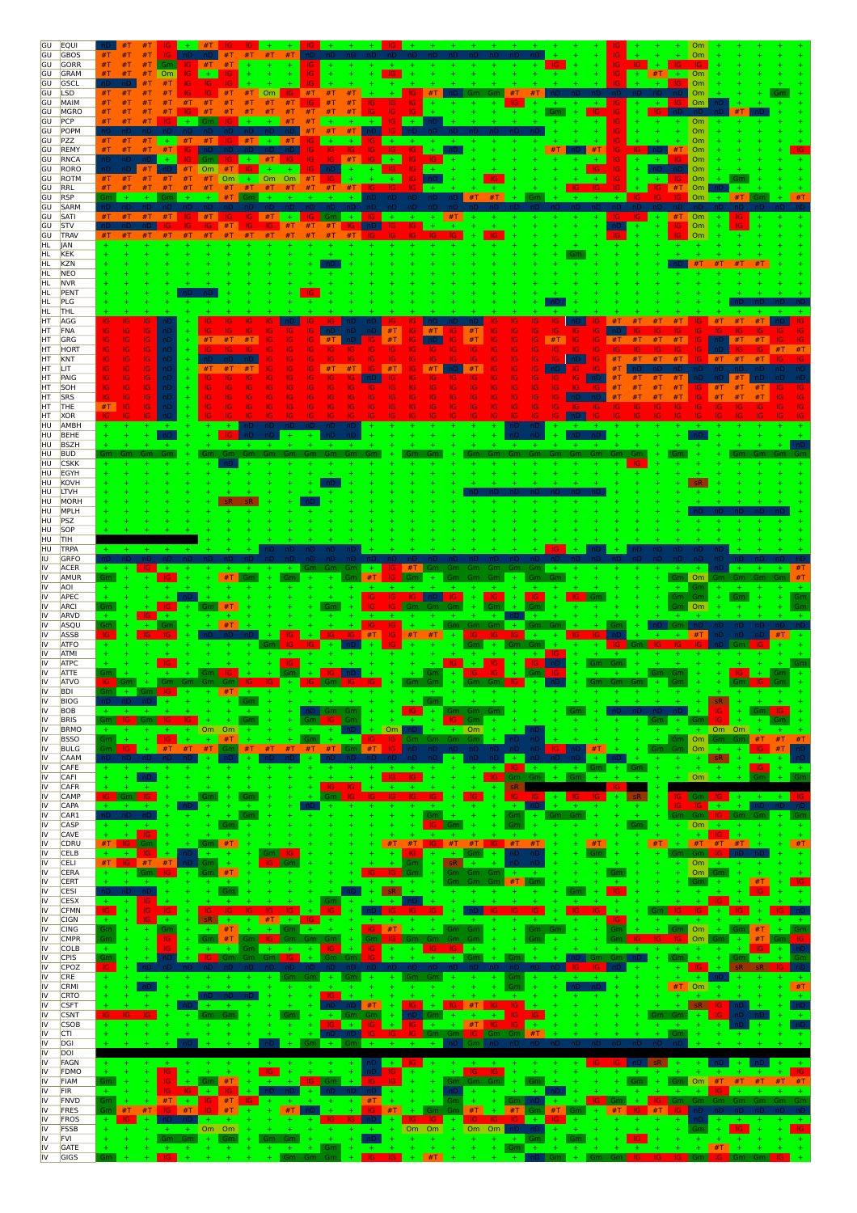| Group | Code |
|---|---|
| GU | EQUI |
| GU | GBOS |
| GU | GORR |
| GU | GRAM |
| GU | GSCL |
| GU | LSD |
| GU | MAIM |
| GU | MGRO |
| GU | PCP |
| GU | POPM |
| GU | PZZ |
| GU | REMY |
| GU | RNCA |
| GU | RORO |
| GU | ROTM |
| GU | RRL |
| GU | RSP |
| GU | SARM |
| GU | SATI |
| GU | STV |
| GU | TRAV |
| HL | JAN |
| HL | KEK |
| HL | KZN |
| HL | NEO |
| HL | NVR |
| HL | PENT |
| HL | PLG |
| HL | THL |
| HT | AGG |
| HT | FNA |
| HT | GRG |
| HT | HORT |
| HT | KNT |
| HT | LIT |
| HT | PAIG |
| HT | SOH |
| HT | SRS |
| HT | THE |
| HT | XOR |
| HU | AMBH |
| HU | BEHE |
| HU | BSZH |
| HU | BUD |
| HU | CSKK |
| HU | EGYH |
| HU | KOVH |
| HU | LTVH |
| HU | MORH |
| HU | MPLH |
| HU | PSZ |
| HU | SOP |
| HU | TIH |
| HU | TRPA |
| IU | GRFO |
| IV | ACER |
| IV | AMUR |
| IV | AOI |
| IV | APEC |
| IV | ARCI |
| IV | ARVD |
| IV | ASQU |
| IV | ASSB |
| IV | ATFO |
| IV | ATMI |
| IV | ATPC |
| IV | ATTE |
| IV | ATVO |
| IV | BDI |
| IV | BIOG |
| IV | BOB |
| IV | BRIS |
| IV | BRMO |
| IV | BSSO |
| IV | BULG |
| IV | CAAM |
| IV | CAFE |
| IV | CAFI |
| IV | CAFR |
| IV | CAMP |
| IV | CAPA |
| IV | CAR1 |
| IV | CASP |
| IV | CAVE |
| IV | CDRU |
| IV | CELB |
| IV | CELI |
| IV | CERA |
| IV | CERT |
| IV | CESI |
| IV | CESX |
| IV | CFMN |
| IV | CIGN |
| IV | CING |
| IV | CMPR |
| IV | COLB |
| IV | CPIS |
| IV | CPOZ |
| IV | CRE |
| IV | CRMI |
| IV | CRTO |
| IV | CSFT |
| IV | CSNT |
| IV | CSOB |
| IV | CTI |
| IV | DGI |
| IV | DOI |
| IV | FAGN |
| IV | FDMO |
| IV | FIAM |
| IV | FIR |
| IV | FNVD |
| IV | FRES |
| IV | FROS |
| IV | FSSB |
| IV | FVI |
| IV | GATE |
| IV | GIGS |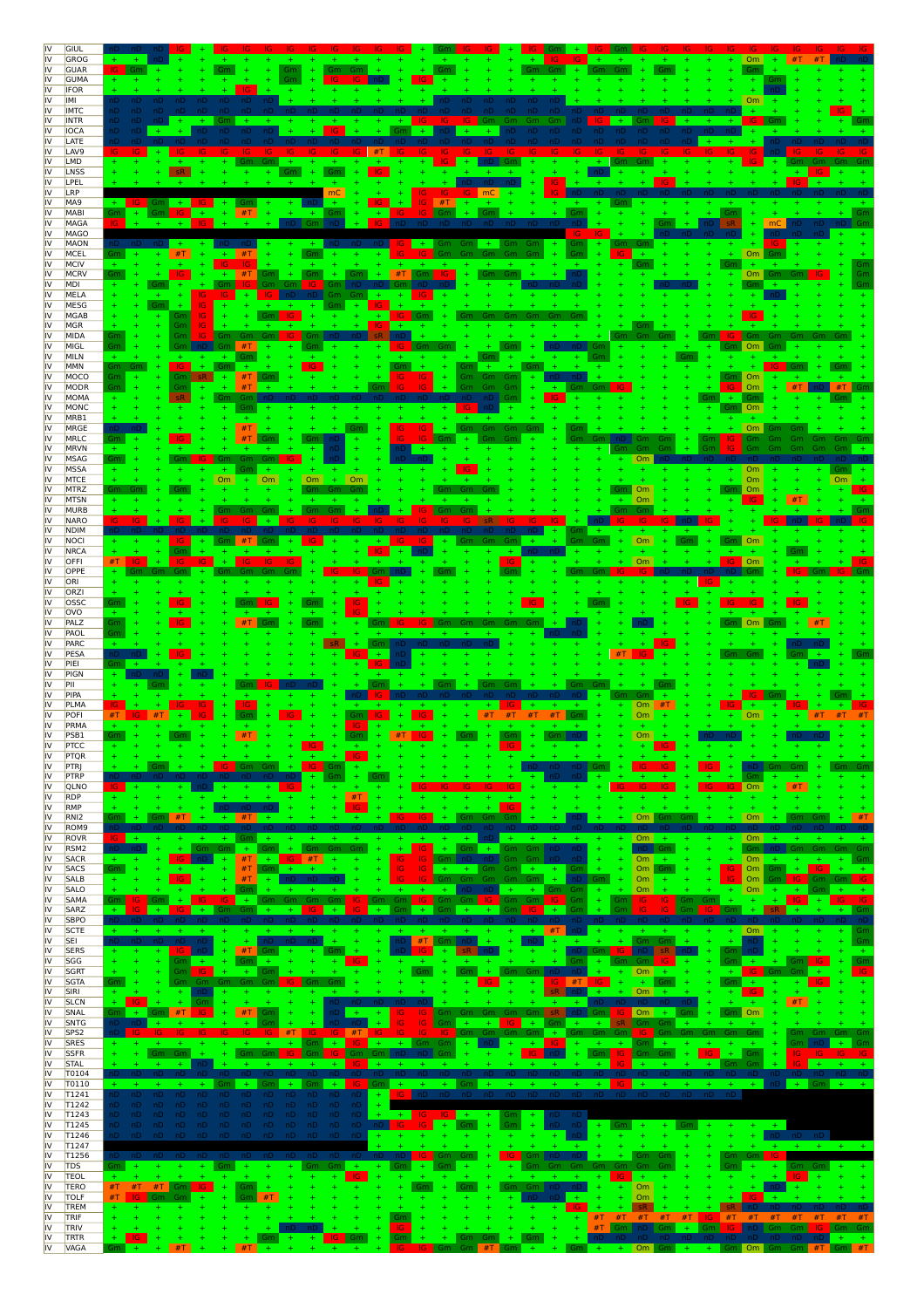| | |
|---|---|
| IV | GIUL |
| IV | GROG |
| IV | GUAR |
| IV | GUMA |
| IV | IFOR |
| IV | IMI |
| IV | IMTC |
| IV | INTR |
| IV | IOCA |
| IV | LATE |
| IV | LAV9 |
| IV | LMD |
| IV | LNSS |
| IV | LPEL |
| IV | LRP |
| IV | MA9 |
| IV | MABI |
| IV | MAGA |
| IV | MAGO |
| IV | MAON |
| IV | MCEL |
| IV | MCIV |
| IV | MCRV |
| IV | MDI |
| IV | MELA |
| IV | MESG |
| IV | MGAB |
| IV | MGR |
| IV | MIDA |
| IV | MIGL |
| IV | MILN |
| IV | MMN |
| IV | MOCO |
| IV | MODR |
| IV | MOMA |
| IV | MONC |
| IV | MRB1 |
| IV | MRGE |
| IV | MRLC |
| IV | MRVN |
| IV | MSAG |
| IV | MSSA |
| IV | MTCE |
| IV | MTRZ |
| IV | MTSN |
| IV | MURB |
| IV | NARO |
| IV | NDIM |
| IV | NOCI |
| IV | NRCA |
| IV | OFFI |
| IV | OPPE |
| IV | ORI |
| IV | ORZI |
| IV | OSSC |
| IV | OVO |
| IV | PALZ |
| IV | PAOL |
| IV | PARC |
| IV | PESA |
| IV | PIEI |
| IV | PIGN |
| IV | PII |
| IV | PIPA |
| IV | PLMA |
| IV | POFI |
| IV | PRMA |
| IV | PSB1 |
| IV | PTCC |
| IV | PTQR |
| IV | PTRJ |
| IV | PTRP |
| IV | QLNO |
| IV | RDP |
| IV | RMP |
| IV | RNI2 |
| IV | ROM9 |
| IV | ROVR |
| IV | RSM2 |
| IV | SACR |
| IV | SACS |
| IV | SALB |
| IV | SALO |
| IV | SAMA |
| IV | SARZ |
| IV | SBPO |
| IV | SCTE |
| IV | SEI |
| IV | SERS |
| IV | SGG |
| IV | SGRT |
| IV | SGTA |
| IV | SIRI |
| IV | SLCN |
| IV | SNAL |
| IV | SNTG |
| IV | SPS2 |
| IV | SRES |
| IV | SSFR |
| IV | STAL |
| IV | T0104 |
| IV | T0110 |
| IV | T1241 |
| IV | T1242 |
| IV | T1243 |
| IV | T1245 |
| IV | T1246 |
| IV | T1247 |
| IV | T1256 |
| IV | TDS |
| IV | TEOL |
| IV | TERO |
| IV | TOLF |
| IV | TREM |
| IV | TRIF |
| IV | TRIV |
| IV | TRTR |
| IV | VAGA |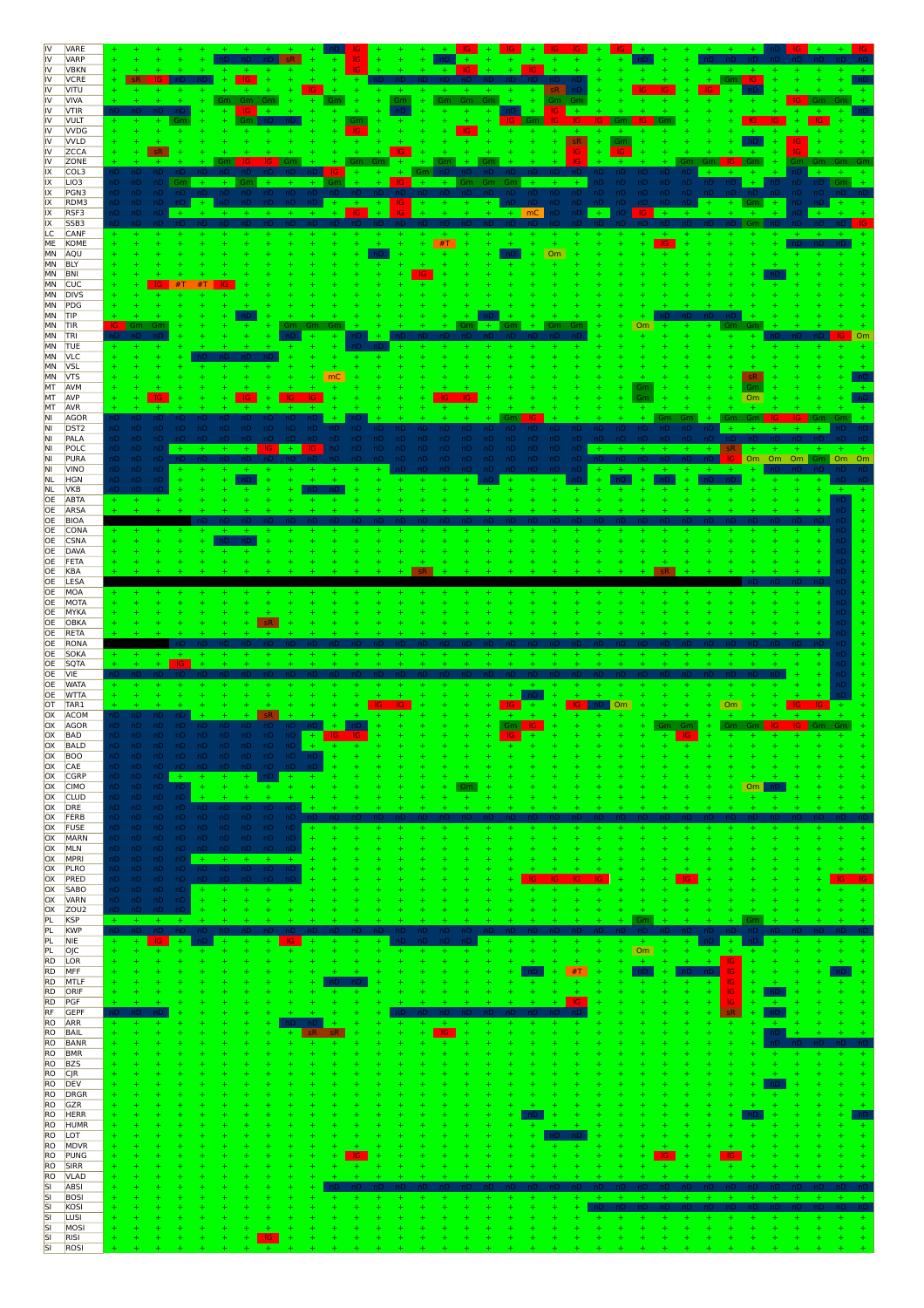| | | | | | | | | | | | | | | | | | | | | | | | | | | | | | | | | | | | | | |
|---|---|---|---|---|---|---|---|---|---|---|---|---|---|---|---|---|---|---|---|---|---|---|---|---|---|---|---|---|---|---|---|---|---|---|---|---|---|
| IV | VARE | + | + | + | + | + | + | + | + | + | + | nD | IG | + | + | + | + | IG | + | IG | + | IG | IG | + | IG | + | + | + | + | + | + | + | nD | IG | + | + | IG |
| IV | VARP | + | + | + | + | + | nD | nD | nD | sR | + | + | IG | + | + | + | nD | + | + | + | + | + | + | + | + | nD | + | + | + | nD | nD | nD | nD | nD | nD | nD | nD |
| IV | VBKN | + | + | + | + | + | + | + | + | + | + | + | IG | + | + | + | + | IG | + | + | IG | + | + | + | + | + | + | + | + | + | + | + | + | + | + | + | + |
| IV | VCRE | + | sR | IG | nD | nD | + | IG | + | + | + | + | + | nD | nD | nD | nD | nD | nD | nD | nD | nD | nD | + | + | + | + | + | + | + | Gm | IG | + | + | + | + | nD |
| IV | VITU | + | + | + | + | + | + | + | + | + | IG | + | + | + | + | + | + | + | + | + | + | sR | nD | + | + | IG | IG | + | IG | + | nD | + | + | + | + | + | + |
| IV | VIVA | + | + | + | + | + | Gm | Gm | Gm | + | + | Gm | + | + | Gm | + | Gm | Gm | Gm | + | + | Gm | Gm | + | + | + | + | + | + | + | + | + | + | IG | Gm | Gm | + |
| IV | VTIR | nD | nD | nD | nD | + | + | IG | + | + | + | + | + | + | nD | + | + | + | + | nD | + | IG | + | + | + | + | + | + | + | + | + | + | + | + | + | + | nD |
| IV | VULT | + | + | + | Gm | + | + | Gm | nD | nD | + | + | Gm | + | + | + | + | + | + | IG | Gm | IG | IG | IG | Gm | IG | Gm | + | + | + | + | IG | IG | + | IG | + | + |
| IV | VVDG | + | + | + | + | + | + | + | + | + | + | + | IG | + | + | + | + | IG | + | + | + | + | + | + | + | + | + | + | + | + | + | + | + | + | + | + | + |
| IV | VVLD | + | + | + | + | + | + | + | + | + | + | + | + | + | + | + | + | + | + | + | + | + | sR | + | Gm | + | + | + | + | + | + | nD | + | IG | + | + | + |
| IV | ZCCA | + | + | sR | + | + | + | + | + | + | + | + | + | + | IG | + | + | + | + | + | + | + | IG | + | IG | + | + | + | + | + | + | + | + | IG | + | + | + |
| IV | ZONE | + | + | + | + | + | Gm | IG | IG | Gm | + | + | Gm | Gm | + | + | Gm | + | Gm | + | + | + | IG | + | + | + | + | Gm | Gm | IG | Gm | + | Gm | Gm | Gm | Gm | Gm |
| IX | COL3 | nD | nD | nD | nD | nD | nD | nD | nD | nD | nD | IG | + | + | + | Gm | nD | nD | nD | nD | nD | nD | nD | nD | nD | nD | nD | nD | nD | nD | + | + | + | nD | + | + | + |
| IX | LIO3 | nD | nD | nD | Gm | nD | + | Gm | + | + | + | Gm | + | + | IG | + | + | Gm | Gm | Gm | nD | nD | nD | nD | nD | nD | nD | nD | nD | nD | + | + | + | nD | nD | Gm | + |
| IX | PGN3 | nD | nD | nD | nD | nD | nD | nD | nD | nD | nD | nD | nD | nD | IG | nD | nD | nD | nD | nD | nD | nD | nD | nD | nD | nD | nD | nD | nD | nD | nD | nD | nD | nD | nD | + | + |
| IX | RDM3 | nD | nD | nD | nD | + | nD | nD | nD | nD | nD | + | + | + | IG | + | + | + | + | + | nD | nD | nD | nD | nD | nD | nD | nD | nD | nD | + | Gm | + | nD | nD | + | + |
| IX | RSF3 | nD | nD | nD | + | + | + | + | + | + | + | + | IG | + | IG | + | + | + | + | + | mC | nD | nD | + | nD | IG | + | + | + | + | + | + | nD | + | + | + | + |
| IX | SSB3 | nD | nD | nD | nD | nD | nD | nD | nD | nD | nD | nD | nD | nD | nD | nD | nD | nD | nD | nD | nD | nD | nD | nD | nD | nD | nD | nD | nD | nD | nD | Gm | nD | nD | nD | nD | IG |
| LC | CANF | + | + | + | + | + | + | + | + | + | + | + | + | + | + | + | + | + | + | + | + | + | + | + | + | + | + | + | + | + | + | + | + | + | + | + | + |
| ME | KOME | + | + | + | + | + | + | + | + | + | + | + | + | + | + | + | #T | + | + | + | + | + | + | + | + | + | IG | + | + | + | + | + | + | nD | nD | nD | + |
| MN | AQU | + | + | + | + | + | + | + | + | + | + | + | + | nD | + | + | + | + | + | nD | + | Om | + | + | + | + | + | + | + | + | + | + | + | + | + | + | + |
| MN | BLY | + | + | + | + | + | + | + | + | + | + | + | + | + | + | + | + | + | + | + | + | + | + | + | + | + | + | + | + | + | + | + | + | + | + | + | + |
| MN | BNI | + | + | + | + | + | + | + | + | + | + | + | + | + | + | IG | + | + | + | + | + | + | + | + | + | + | + | + | + | + | + | + | nD | + | + | + | + |
| MN | CUC | + | + | IG | #T | #T | IG | + | + | + | + | + | + | + | + | + | + | + | + | + | + | + | + | + | + | + | + | + | + | + | + | + | + | + | + | + | + |
| MN | DIVS | + | + | + | + | + | + | + | + | + | + | + | + | + | + | + | + | + | + | + | + | + | + | + | + | + | + | + | + | + | + | + | + | + | + | + | + |
| MN | PDG | + | + | + | + | + | + | + | + | + | + | + | + | + | + | + | + | + | + | + | + | + | + | + | + | + | + | + | + | + | + | + | + | + | + | + | + |
| MN | TIP | + | + | + | + | + | + | nD | + | + | + | + | + | + | + | + | + | + | nD | + | + | + | + | + | + | + | nD | nD | nD | nD | + | + | + | + | + | + | + |
| MN | TIR | IG | Gm | Gm | + | + | + | + | + | Gm | Gm | Gm | + | + | + | + | + | + | Gm | + | Gm | + | Gm | Gm | + | + | Om | + | + | Gm | Gm | + | + | + | + | + | + |
| MN | TRI | nD | nD | nD | + | + | + | + | + | + | nD | + | + | nD | + | nD | nD | nD | nD | nD | nD | nD | nD | nD | + | + | + | + | + | + | + | + | nD | nD | nD | IG | Om |
| MN | TUE | + | + | + | + | + | + | + | + | + | + | + | + | nD | nD | + | + | + | + | + | + | + | + | + | + | + | + | + | + | + | + | + | + | + | + | + | + |
| MN | VLC | + | + | + | + | nD | nD | nD | nD | + | + | + | + | + | + | + | + | + | + | + | + | + | + | + | + | + | + | + | + | + | + | + | + | + | + | + | + |
| MN | VSL | + | + | + | + | + | + | + | + | + | + | + | + | + | + | + | + | + | + | + | + | + | + | + | + | + | + | + | + | + | + | + | + | + | + | + | + |
| MN | VTS | + | + | + | + | + | + | + | + | + | + | mC | + | + | + | + | + | + | + | + | + | + | + | + | + | + | + | + | + | + | + | sR | + | + | + | + | nD |
| MT | AVM | + | + | + | + | + | + | + | + | + | + | + | + | + | + | + | + | + | + | + | + | + | + | + | + | Gm | + | + | + | + | + | Gm | + | + | + | + | + |
| MT | AVP | + | + | IG | + | + | + | IG | + | IG | IG | + | + | + | + | + | IG | IG | + | + | + | + | + | + | + | Gm | + | + | + | + | + | Om | + | + | + | + | nD |
| MT | AVR | + | + | + | + | + | + | + | + | + | + | + | + | + | + | + | + | + | + | + | + | + | + | + | + | + | + | + | + | + | + | + | + | + | + | + | + |
| NI | AGOR | nD | nD | nD | nD | nD | nD | nD | nD | nD | nD | + | nD | + | + | + | + | + | + | Gm | IG | + | + | + | + | + | Gm | Gm | + | Gm | Gm | IG | IG | Gm | Gm | + | + |
| NI | DST2 | nD | nD | nD | nD | nD | nD | nD | nD | nD | nD | nD | nD | nD | nD | nD | nD | nD | nD | nD | nD | nD | nD | nD | nD | nD | nD | nD | nD | nD | nD | nD | nD | nD | nD | nD | nD |
| NI | PALA | nD | nD | nD | nD | nD | nD | nD | nD | nD | nD | nD | nD | nD | nD | nD | nD | nD | nD | nD | nD | nD | nD | nD | nD | nD | nD | nD | nD | nD | nD | nD | nD | nD | nD | nD | nD |
| NI | POLC | nD | nD | nD | + | + | + | + | IG | + | IG | nD | nD | nD | nD | nD | nD | nD | nD | nD | nD | nD | nD | nD | + | + | + | + | + | + | sR | + | + | + | + | + | + |
| NI | PURA | nD | nD | nD | nD | nD | nD | nD | nD | nD | nD | nD | nD | nD | nD | nD | nD | nD | nD | nD | nD | nD | nD | nD | nD | nD | nD | nD | nD | nD | IG | Om | Om | Om | Gm | Om | Om |
| NI | VINO | nD | nD | nD | + | + | + | + | + | + | + | + | + | + | + | nD | nD | nD | nD | nD | nD | nD | nD | + | + | + | + | + | + | + | + | + | nD | nD | nD | nD | nD |
| NL | HGN | nD | nD | nD | + | + | + | nD | + | + | + | + | + | + | + | + | + | nD | + | + | + | + | nD | + | nD | + | nD | + | nD | nD | + | + | + | + | + | nD | nD |
| NL | VKB | nD | nD | nD | + | + | + | + | + | + | + | nD | nD | + | + | + | + | + | + | + | + | + | + | + | + | + | + | + | + | + | + | + | + | + | + | + | + |
| OE | ABTA | + | + | + | + | + | + | + | + | + | + | + | + | + | + | + | + | + | + | + | + | + | + | + | + | + | + | + | + | + | + | + | + | + | + | nD | + |
| OE | ARSA | + | + | + | + | + | + | + | + | + | + | + | + | + | + | + | + | + | + | + | + | + | + | + | + | + | + | + | + | + | + | + | + | + | + | nD | + |
| OE | BIOA | | | | | nD | nD | nD | nD | nD | nD | nD | nD | nD | nD | nD | nD | nD | nD | nD | nD | nD | nD | nD | nD | nD | nD | nD | nD | nD | nD | nD | nD | nD | nD | nD | + |
| OE | CONA | + | + | + | + | + | + | + | + | + | + | + | + | + | + | + | + | + | + | + | + | + | + | + | + | + | + | + | + | + | + | + | + | + | + | nD | + |
| OE | CSNA | + | + | + | + | + | nD | nD | + | + | + | + | + | + | + | + | + | + | + | + | + | + | + | + | + | + | + | + | + | + | + | + | + | + | + | nD | + |
| OE | DAVA | + | + | + | + | + | + | + | + | + | + | + | + | + | + | + | + | + | + | + | + | + | + | + | + | + | + | + | + | + | + | + | + | + | + | nD | + |
| OE | FETA | + | + | + | + | + | + | + | + | + | + | + | + | + | + | + | + | + | + | + | + | + | + | + | + | + | + | + | + | + | + | + | + | + | + | nD | + |
| OE | KBA | + | + | + | + | + | + | + | + | + | + | + | + | + | + | sR | + | + | + | + | + | + | + | + | + | + | sR | + | + | + | + | + | + | + | + | nD | + |
| OE | LESA | | | | | | | | | | | | | | | | | | | | | | | | | | | | | | | nD | nD | nD | nD | nD | + |
| OE | MOA | + | + | + | + | + | + | + | + | + | + | + | + | + | + | + | + | + | + | + | + | + | + | + | + | + | + | + | + | + | + | + | + | + | + | nD | + |
| OE | MOTA | + | + | + | + | + | + | + | + | + | + | + | + | + | + | + | + | + | + | + | + | + | + | + | + | + | + | + | + | + | + | + | + | + | + | nD | + |
| OE | MYKA | + | + | + | + | + | + | + | + | + | + | + | + | + | + | + | + | + | + | + | + | + | + | + | + | + | + | + | + | + | + | + | + | + | + | nD | + |
| OE | OBKA | + | + | + | + | + | + | + | sR | + | + | + | + | + | + | + | + | + | + | + | + | + | + | + | + | + | + | + | + | + | + | + | + | + | + | nD | + |
| OE | RETA | + | + | + | + | + | + | + | + | + | + | + | + | + | + | + | + | + | + | + | + | + | + | + | + | + | + | + | + | + | + | + | + | + | + | nD | + |
| OE | RONA | | | | nD | nD | nD | nD | nD | nD | nD | nD | nD | nD | nD | nD | nD | nD | nD | nD | nD | nD | nD | nD | nD | nD | nD | nD | nD | nD | nD | nD | nD | nD | nD | nD | + |
| OE | SOKA | + | + | + | + | + | + | + | + | + | + | + | + | + | + | + | + | + | + | + | + | + | + | + | + | + | + | + | + | + | + | + | + | + | + | nD | + |
| OE | SQTA | + | + | + | IG | + | + | + | + | + | + | + | + | + | + | + | + | + | + | + | + | + | + | + | + | + | + | + | + | + | + | + | + | + | + | nD | + |
| OE | VIE | nD | nD | nD | nD | nD | nD | nD | nD | nD | nD | nD | nD | nD | nD | nD | nD | nD | nD | nD | nD | nD | nD | nD | nD | nD | nD | nD | nD | nD | nD | nD | nD | + | + | nD | + |
| OE | WATA | + | + | + | + | + | + | + | + | + | + | + | + | + | + | + | + | + | + | + | + | + | + | + | + | + | + | + | + | + | + | + | + | + | + | nD | + |
| OE | WTTA | + | + | + | + | + | + | + | + | + | + | + | + | + | + | + | + | + | + | + | nD | + | + | + | + | + | + | + | + | + | + | + | + | + | + | nD | + |
| OT | TAR1 | + | + | + | + | + | + | + | + | + | + | + | + | IG | IG | + | + | + | + | IG | + | + | IG | nD | Om | + | + | + | + | Om | + | + | + | IG | IG | + | + |
| OX | ACOM | nD | nD | nD | nD | + | + | + | sR | + | + | + | + | + | + | + | + | + | + | + | + | + | + | + | + | + | + | + | + | + | + | + | + | + | + | + | + |
| OX | AGOR | nD | nD | nD | nD | nD | nD | nD | nD | nD | nD | + | nD | + | + | + | + | + | + | Gm | IG | + | + | + | + | + | Gm | Gm | + | Gm | Gm | IG | IG | Gm | Gm | + | + |
| OX | BAD | nD | nD | nD | nD | nD | nD | nD | nD | nD | nD | IG | IG | + | + | + | + | + | + | IG | + | + | + | + | + | + | + | IG | + | + | + | + | + | + | + | + | + |
| OX | BALD | nD | nD | nD | nD | nD | nD | nD | nD | nD | nD | + | + | + | + | + | + | + | + | + | + | + | + | + | + | + | + | + | + | + | + | + | + | + | + | + | + |
| OX | BOO | nD | nD | nD | nD | nD | nD | nD | nD | nD | nD | + | + | + | + | + | + | + | + | + | + | + | + | + | + | + | + | + | + | + | + | + | + | + | + | + | + |
| OX | CAE | nD | nD | nD | nD | nD | nD | nD | nD | nD | nD | + | + | + | + | + | + | + | + | + | + | + | + | + | + | + | + | + | + | + | + | + | + | + | + | + | + |
| OX | CGRP | nD | nD | nD | + | + | + | + | nD | + | + | + | + | + | + | + | + | + | + | + | + | + | + | + | + | + | + | + | + | + | + | + | + | + | + | + | + |
| OX | CIMO | nD | nD | nD | nD | + | + | + | + | + | + | + | + | + | + | + | + | Gm | + | + | + | + | + | + | + | + | + | + | + | + | + | Om | nD | + | + | + | + |
| OX | CLUD | nD | nD | nD | nD | + | + | + | + | + | + | + | + | + | + | + | + | + | + | + | + | + | + | + | + | + | + | + | + | + | + | + | + | + | + | + | + |
| OX | DRE | nD | nD | nD | nD | nD | nD | nD | nD | nD | nD | + | + | + | + | + | + | + | + | + | + | + | + | + | + | + | + | + | + | + | + | + | + | + | + | + | + |
| OX | FERB | nD | nD | nD | nD | nD | nD | nD | nD | nD | nD | nD | nD | nD | nD | nD | nD | nD | nD | nD | nD | nD | nD | nD | nD | nD | nD | nD | nD | nD | nD | nD | nD | nD | nD | nD | nD |
| OX | FUSE | nD | nD | nD | nD | nD | nD | nD | nD | nD | nD | + | + | + | + | + | + | + | + | + | + | + | + | + | + | + | + | + | + | + | + | + | + | + | + | + | + |
| OX | MARN | nD | nD | nD | nD | nD | nD | nD | nD | nD | nD | + | + | + | + | + | + | + | + | + | + | + | + | + | + | + | + | + | + | + | + | + | + | + | + | + | + |
| OX | MLN | nD | nD | nD | nD | nD | nD | nD | nD | nD | nD | + | + | + | + | + | + | + | + | + | + | + | + | + | + | + | + | + | + | + | + | + | + | + | + | + | + |
| OX | MPRI | nD | nD | nD | nD | + | + | + | + | + | + | + | + | + | + | + | + | + | + | + | + | + | + | + | + | + | + | + | + | + | + | + | + | + | + | + | + |
| OX | PLRO | nD | nD | nD | nD | nD | nD | nD | nD | nD | nD | + | + | + | + | + | + | + | + | + | + | + | + | + | + | + | + | + | + | + | + | + | + | + | + | + | + |
| OX | PRED | nD | nD | nD | nD | nD | nD | nD | nD | nD | nD | + | + | + | + | + | + | + | + | + | IG | IG | IG | IG | + | + | + | IG | + | + | + | + | + | + | + | IG | IG |
| OX | SABO | nD | nD | nD | nD | + | + | + | + | + | + | + | + | + | + | + | + | + | + | + | + | + | + | + | + | + | + | + | + | + | + | + | + | + | + | + | + |
| OX | VARN | nD | nD | nD | nD | + | + | + | + | + | + | + | + | + | + | + | + | + | + | + | + | + | + | + | + | + | + | + | + | + | + | + | + | + | + | + | + |
| OX | ZOU2 | nD | nD | nD | nD | + | + | + | + | + | + | + | + | + | + | + | + | + | + | + | + | + | + | + | + | + | + | + | + | + | + | + | + | + | + | + | + |
| PL | KSP | + | + | + | + | + | + | + | + | + | + | + | + | + | + | + | + | + | + | + | + | + | + | + | + | Gm | + | + | + | + | + | Gm | + | + | + | + | + |
| PL | KWP | nD | nD | nD | nD | nD | nD | nD | nD | nD | nD | nD | nD | nD | nD | nD | nD | nD | nD | nD | nD | nD | nD | nD | nD | nD | nD | nD | nD | nD | nD | nD | nD | nD | nD | nD | nD |
| PL | NIE | + | + | IG | + | nD | + | + | + | IG | + | + | + | + | nD | nD | nD | nD | + | + | + | + | + | + | + | + | + | + | nD | + | + | nD | + | + | + | + | + |
| PL | OJC | + | + | + | + | + | + | + | + | + | + | + | + | + | + | + | + | + | + | + | + | + | + | + | + | Om | + | + | + | + | + | + | + | + | + | + | + |
| RD | LOR | + | + | + | + | + | + | + | + | + | + | + | + | + | + | + | + | + | + | + | + | + | + | + | + | + | + | + | + | IG | + | + | + | + | + | + | + |
| RD | MFF | + | + | + | + | + | + | + | + | + | + | + | + | + | + | + | + | + | + | + | nD | + | #T | + | nD | + | + | nD | nD | IG | + | + | + | + | + | nD | + |
| RD | MTLF | + | + | + | + | + | + | + | + | + | + | nD | nD | + | + | + | + | + | + | + | + | + | + | + | + | + | + | + | + | IG | + | + | + | + | + | + | + |
| RD | ORIF | + | + | + | + | + | + | + | + | + | + | + | + | + | + | + | + | + | + | + | + | + | + | + | + | + | + | + | + | IG | + | + | nD | + | + | + | + |
| RD | PGF | + | + | + | + | + | + | + | + | + | + | + | + | + | + | + | + | + | + | + | + | + | IG | + | + | + | + | + | + | IG | + | + | + | + | + | + | + |
| RF | GEPF | nD | nD | nD | + | + | + | + | + | + | + | + | + | + | nD | nD | nD | nD | nD | nD | nD | nD | nD | + | + | + | + | + | + | sR | + | + | nD | + | + | + | + |
| RO | ARR | + | + | + | + | + | + | + | + | nD | nD | + | + | + | + | + | + | + | + | + | + | + | + | + | + | + | + | + | + | + | + | + | + | + | + | + | + |
| RO | BAIL | + | + | + | + | + | + | + | + | + | sR | sR | + | + | + | + | IG | + | + | + | + | + | + | + | + | + | + | + | + | + | + | + | nD | + | + | + | + |
| RO | BANR | + | + | + | + | + | + | + | + | + | + | + | + | + | + | + | + | + | + | + | + | + | + | + | + | + | + | + | + | + | + | + | nD | nD | nD | nD | nD |
| RO | BMR | + | + | + | + | + | + | + | + | + | + | + | + | + | + | + | + | + | + | + | + | + | + | + | + | + | + | + | + | + | + | + | + | + | + | + | + |
| RO | BZS | + | + | + | + | + | + | + | + | + | + | + | + | + | + | + | + | + | + | + | + | + | + | + | + | + | + | + | + | + | + | + | + | + | + | + | + |
| RO | CJR | + | + | + | + | + | + | + | + | + | + | + | + | + | + | + | + | + | + | + | + | + | + | + | + | + | + | + | + | + | + | + | + | + | + | + | + |
| RO | DEV | + | + | + | + | + | + | + | + | + | + | + | + | + | + | + | + | + | + | + | + | + | + | + | + | + | + | + | + | + | + | + | nD | + | + | + | + |
| RO | DRGR | + | + | + | + | + | + | + | + | + | + | + | + | + | + | + | + | + | + | + | + | + | + | + | + | + | + | + | + | + | + | + | + | + | + | + | + |
| RO | GZR | + | + | + | + | + | + | + | + | + | + | + | + | + | + | + | + | + | + | + | + | + | + | + | + | + | + | + | + | + | + | + | + | + | + | + | + |
| RO | HERR | + | + | + | + | + | + | + | + | + | + | + | + | + | + | + | + | + | + | + | nD | + | + | + | + | + | + | + | + | + | + | + | nD | + | + | + | nD |
| RO | HUMR | + | + | + | + | + | + | + | + | + | + | + | + | + | + | + | + | + | + | + | + | + | + | + | + | + | + | + | + | + | + | + | + | + | + | + | + |
| RO | LOT | + | + | + | + | + | + | + | + | + | + | + | + | + | + | + | + | + | + | + | + | nD | nD | + | + | + | + | + | + | + | + | + | + | + | + | + | + |
| RO | MDVR | + | + | + | + | + | + | + | + | + | + | + | + | + | + | + | + | + | + | + | + | + | + | + | + | + | + | + | + | + | + | + | + | + | + | + | + |
| RO | PUNG | + | + | + | + | + | + | + | + | + | + | + | IG | + | + | + | + | + | + | + | + | + | + | + | + | + | IG | + | + | IG | + | + | + | + | + | + | + |
| RO | SIRR | + | + | + | + | + | + | + | + | + | + | + | + | + | + | + | + | + | + | + | + | + | + | + | + | + | + | + | + | + | + | + | + | + | + | + | + |
| RO | VLAD | + | + | + | + | + | + | + | + | + | + | + | + | + | + | + | + | + | + | + | + | + | + | + | + | + | + | + | + | + | + | + | + | + | + | + | + |
| SI | ABSI | + | + | + | + | + | + | + | + | + | + | nD | nD | nD | nD | nD | nD | nD | nD | nD | nD | nD | nD | nD | nD | nD | nD | nD | nD | nD | nD | nD | nD | nD | nD | nD | nD |
| SI | BOSI | + | + | + | + | + | + | + | + | + | + | + | + | + | + | + | + | + | + | + | + | + | + | + | + | + | + | + | + | + | + | + | + | + | + | + | + |
| SI | KOSI | + | + | + | + | + | + | + | + | + | + | + | + | + | + | + | + | + | + | + | + | + | + | nD | nD | nD | nD | nD | nD | nD | nD | nD | nD | nD | nD | nD | nD |
| SI | LUSI | + | + | + | + | + | + | + | + | + | + | + | + | + | + | + | + | + | + | + | + | + | + | + | + | + | + | + | + | + | + | + | + | + | + | + | + |
| SI | MOSI | + | + | + | + | + | + | + | + | + | + | + | + | + | + | + | + | + | + | + | + | + | + | + | + | + | + | + | + | + | + | + | + | + | + | + | + |
| SI | RISI | + | + | + | + | + | + | + | IG | + | + | + | + | + | + | + | + | + | + | + | + | + | + | + | + | + | + | + | + | + | + | + | + | + | + | + | + |
| SI | ROSI | + | + | + | + | + | + | + | + | + | + | + | + | + | + | + | + | + | + | + | + | + | + | + | + | + | + | + | + | + | + | + | + | + | + | + | + |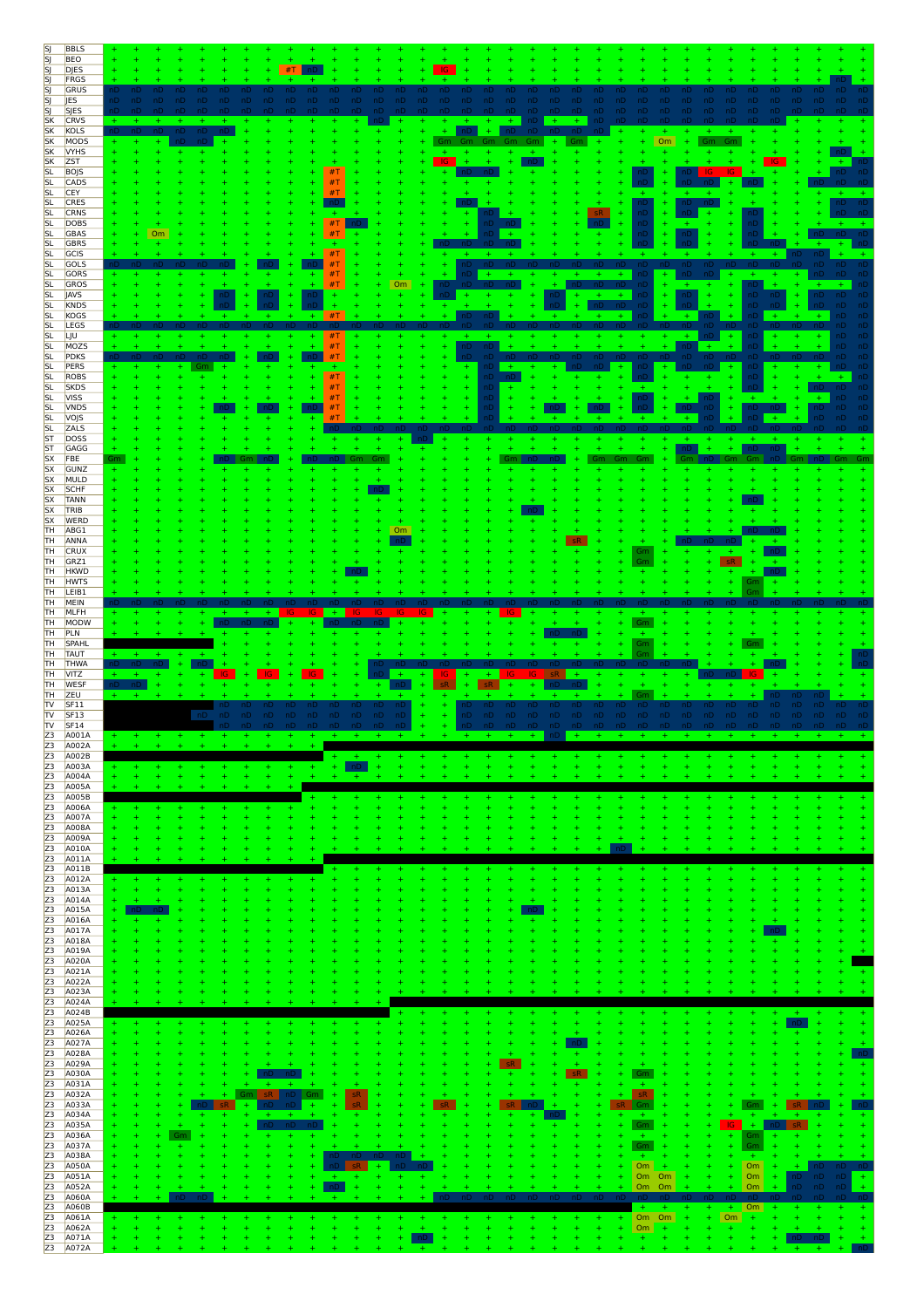| | | | | | | | | | | | | | | | | | | | | | | | | | | | | | | | | | | | | | |
|---|---|---|---|---|---|---|---|---|---|---|---|---|---|---|---|---|---|---|---|---|---|---|---|---|---|---|---|---|---|---|---|---|---|---|---|---|---|
| SJ | BBLS | + | + | + | + | + | + | + | + | + | + | + | + | + | + | + | + | + | + | + | + | + | + | + | + | + | + | + | + | + | + | + | + | + | + | + | + |
| SJ | BEO | + | + | + | + | + | + | + | + | + | + | + | + | + | + | + | + | + | + | + | + | + | + | + | + | + | + | + | + | + | + | + | + | + | + | + | + |
| SJ | DJES | + | + | + | + | + | + | + | + | #T | nD | + | + | + | + | + | IG | + | + | + | + | + | + | + | + | + | + | + | + | + | + | + | + | + | + | + | + |
| SJ | FRGS | + | + | + | + | + | + | + | + | + | + | + | + | + | + | + | + | + | + | + | + | + | + | + | + | + | + | + | + | + | + | + | + | + | + | nD | + |
| SJ | GRUS | nD | nD | nD | nD | nD | nD | nD | nD | nD | nD | nD | nD | nD | nD | nD | nD | nD | nD | nD | nD | nD | nD | nD | nD | nD | nD | nD | nD | nD | nD | nD | nD | nD | nD | nD | nD |
| SJ | JES | nD | nD | nD | nD | nD | nD | nD | nD | nD | nD | nD | nD | nD | nD | nD | nD | nD | nD | nD | nD | nD | nD | nD | nD | nD | nD | nD | nD | nD | nD | nD | nD | nD | nD | nD | nD |
| SJ | SJES | nD | nD | nD | nD | nD | nD | nD | nD | nD | nD | nD | nD | nD | nD | nD | nD | nD | nD | nD | nD | nD | nD | nD | nD | nD | nD | nD | nD | nD | nD | nD | nD | nD | nD | nD | nD |
| SK | CRVS | + | + | + | + | + | + | + | + | + | + | + | + | nD | + | + | + | + | + | + | + | nD | + | + | nD | nD | nD | nD | nD | nD | nD | nD | nD | nD | nD | nD | nD |
| SK | KOLS | nD | nD | nD | nD | nD | nD | + | + | + | + | + | + | + | + | + | + | nD | + | nD | nD | nD | nD | nD | nD | + | + | + | + | + | + | + | + | + | + | + | + |
| SK | MODS | + | + | + | nD | nD | + | + | + | + | + | + | + | + | + | + | Gm | Gm | Gm | Gm | Gm | + | Gm | + | + | + | + | Om | + | Gm | Gm | + | + | + | + | + | + |
| SK | VYHS | + | + | + | + | + | + | + | + | + | + | + | + | + | + | + | + | + | + | + | + | + | + | + | + | + | + | + | + | + | + | + | + | + | + | nD | + |
| SK | ZST | + | + | + | + | + | + | + | + | + | + | + | + | + | + | + | IG | + | + | + | + | nD | + | + | + | + | + | + | + | + | + | + | IG | + | + | + | nD |
| SL | BOJS | + | + | + | + | + | + | + | + | + | + | #T | + | + | + | + | + | nD | nD | + | + | + | + | + | + | + | nD | + | nD | IG | IG | + | nD | + | + | nD | nD |
| SL | CADS | + | + | + | + | + | + | + | + | + | + | #T | + | + | + | + | + | + | + | + | + | + | + | + | + | + | nD | + | nD | nD | + | nD | + | + | + | nD | nD |
| SL | CEY | + | + | + | + | + | + | + | + | + | + | #T | + | + | + | + | + | + | + | + | + | + | + | + | + | + | nD | + | + | + | + | + | + | + | + | + | nD |
| SL | CRES | + | + | + | + | + | + | + | + | + | + | nD | + | + | + | + | + | + | nD | + | + | + | + | + | + | + | nD | + | nD | nD | + | nD | + | + | + | nD | nD |
| SL | CRNS | + | + | + | + | + | + | + | + | + | + | + | + | + | + | + | + | + | + | nD | + | + | + | + | sR | + | nD | + | nD | + | + | nD | + | + | + | nD | nD |
| SL | DOBS | + | + | + | + | + | + | + | + | + | + | #T | nD | + | + | + | + | + | + | nD | nD | + | + | + | nD | + | nD | + | + | + | + | nD | + | + | + | + | + |
| SL | GBAS | + | + | Om | + | + | + | + | + | + | + | #T | + | + | + | + | + | + | + | nD | + | + | + | + | + | + | nD | + | nD | + | + | nD | + | + | nD | nD | nD |
| SL | GBRS | + | + | + | + | + | + | + | + | + | + | + | + | + | + | + | + | nD | nD | nD | nD | + | + | + | + | + | nD | + | nD | + | + | nD | nD | + | + | + | nD |
| SL | GCIS | + | + | + | + | + | + | + | + | + | + | #T | + | + | + | + | + | + | + | + | + | + | + | + | + | + | + | + | + | + | + | + | nD | nD | + | + | + |
| SL | GOLS | nD | nD | nD | nD | nD | nD | + | nD | + | nD | #T | + | + | + | + | + | nD | nD | nD | nD | nD | nD | nD | nD | nD | nD | nD | nD | nD | nD | nD | nD | nD | nD | nD | nD |
| SL | GORS | + | + | + | + | + | + | + | + | + | + | #T | + | + | + | + | + | nD | + | nD | + | + | + | + | + | + | nD | + | nD | + | + | + | + | + | + | nD | nD |
| SL | GROS | + | + | + | + | + | + | + | + | + | + | #T | + | + | Om | + | + | nD | nD | nD | nD | + | + | nD | nD | nD | nD | + | + | + | + | nD | + | + | + | + | nD |
| SL | JAVS | + | + | + | + | + | nD | + | nD | + | nD | + | + | + | + | + | nD | + | + | + | + | nD | + | + | + | + | nD | + | nD | + | + | nD | nD | + | nD | nD | nD |
| SL | KNDS | + | + | + | + | + | nD | + | nD | + | nD | + | + | + | + | + | + | + | + | + | + | nD | + | nD | nD | + | nD | + | nD | + | + | nD | nD | + | nD | nD | nD |
| SL | KOGS | + | + | + | + | + | + | + | + | + | + | #T | + | + | + | + | + | nD | + | + | + | + | + | + | + | + | nD | + | + | nD | + | nD | + | + | + | nD | nD |
| SL | LEGS | nD | nD | nD | nD | nD | nD | nD | nD | nD | nD | nD | nD | nD | nD | nD | nD | nD | nD | nD | nD | nD | nD | nD | nD | nD | nD | nD | nD | nD | nD | nD | nD | nD | nD | nD | nD |
| SL | LJU | + | + | + | + | + | + | + | + | + | + | #T | + | + | + | + | + | + | + | + | + | + | + | + | + | + | + | + | nD | nD | + | nD | + | + | + | + | nD |
| SL | MOZS | + | + | + | + | + | + | + | + | + | + | #T | + | + | + | + | + | nD | nD | + | + | + | + | + | + | + | + | + | nD | + | + | nD | + | + | + | nD | nD |
| SL | PDKS | nD | nD | nD | nD | nD | nD | + | nD | + | nD | #T | + | + | + | + | + | nD | nD | nD | nD | nD | nD | nD | nD | nD | nD | nD | nD | nD | nD | nD | nD | nD | nD | nD | nD |
| SL | PERS | + | + | + | + | Gm | + | + | + | + | + | #T | + | + | + | + | + | + | nD | + | + | + | + | nD | nD | + | nD | + | nD | + | + | nD | + | + | + | + | nD |
| SL | ROBS | + | + | + | + | + | + | + | + | + | + | #T | + | + | + | + | + | + | + | nD | + | + | + | + | + | + | nD | + | + | + | + | nD | + | + | + | nD | + |
| SL | SKDS | + | + | + | + | + | + | + | + | + | + | #T | + | + | + | + | + | + | + | + | + | + | + | + | + | + | + | + | + | + | + | nD | + | + | nD | nD | + |
| SL | VISS | + | + | + | + | + | + | + | + | + | + | #T | + | + | + | + | + | + | + | nD | + | + | + | + | + | + | nD | + | + | nD | + | + | + | + | + | + | nD |
| SL | VNDS | + | + | + | + | + | nD | + | nD | + | nD | #T | + | + | + | + | + | + | + | nD | + | nD | + | + | nD | + | nD | + | nD | nD | + | nD | nD | + | nD | nD | nD |
| SL | VOJS | + | + | + | + | + | + | + | + | + | + | #T | + | + | + | + | + | nD | + | nD | + | + | + | + | + | + | + | + | + | nD | + | nD | nD | + | + | nD | nD |
| SL | ZALS | + | + | + | + | + | + | + | + | + | + | nD | nD | nD | nD | nD | nD | nD | nD | nD | nD | nD | nD | nD | nD | nD | nD | nD | nD | nD | nD | nD | nD | nD | nD | nD | nD |
| ST | DOSS | + | + | + | + | + | + | + | + | + | + | + | + | + | + | + | nD | + | + | + | + | + | + | + | + | + | + | + | + | + | + | + | + | + | + | + | + |
| ST | GAGG | + | + | + | + | + | + | + | + | + | + | + | + | + | + | + | + | + | + | + | + | + | + | + | + | + | + | + | nD | + | + | nD | nD | + | + | + | + |
| SX | FBE | Gm | + | + | + | + | nD | Gm | nD | + | nD | nD | Gm | Gm | + | + | + | + | + | Gm | nD | nD | + | Gm | Gm | Gm | + | + | Gm | nD | Gm | Gm | nD | Gm | nD | Gm | Gm |
| SX | GUNZ | + | + | + | + | + | + | + | + | + | + | + | + | + | + | + | + | + | + | + | + | + | + | + | + | + | + | + | + | + | + | + | + | + | + | + | + |
| SX | MULD | + | + | + | + | + | + | + | + | + | + | + | + | + | + | + | + | + | + | + | + | + | + | + | + | + | + | + | + | + | + | + | + | + | + | + | + |
| SX | SCHF | + | + | + | + | + | + | + | + | + | + | + | + | nD | + | + | + | + | + | + | + | + | + | + | + | + | + | + | + | + | + | + | + | + | + | + | + |
| SX | TANN | + | + | + | + | + | + | + | + | + | + | + | + | + | + | + | + | + | + | + | + | + | + | + | + | + | + | + | + | + | + | nD | + | + | + | + | + |
| SX | TRIB | + | + | + | + | + | + | + | + | + | + | + | + | + | + | + | + | + | + | + | nD | + | + | + | + | + | + | + | + | + | + | + | + | + | + | + | + |
| SX | WERD | + | + | + | + | + | + | + | + | + | + | + | + | + | + | + | + | + | + | + | + | + | + | + | + | + | + | + | + | + | + | + | + | + | + | + | + |
| TH | ABG1 | + | + | + | + | + | + | + | + | + | + | + | + | + | Om | + | + | + | + | + | + | + | + | + | + | + | + | + | + | + | + | nD | nD | + | + | + | + |
| TH | ANNA | + | + | + | + | + | + | + | + | + | + | + | + | + | nD | + | + | + | + | + | + | + | + | sR | + | + | + | + | nD | nD | nD | + | + | + | + | + | + |
| TH | CRUX | + | + | + | + | + | + | + | + | + | + | + | + | + | + | + | + | + | + | + | + | + | + | + | + | + | Gm | + | + | + | + | nD | + | + | + | + | + |
| TH | GRZ1 | + | + | + | + | + | + | + | + | + | + | + | + | + | + | + | + | + | + | + | + | + | + | + | + | + | Gm | + | + | + | sR | + | + | + | + | + | + |
| TH | HKWD | + | + | + | + | + | + | + | + | + | + | + | nD | + | + | + | + | + | + | + | + | + | + | + | + | + | + | + | + | + | + | nD | + | + | + | + | + |
| TH | HWTS | + | + | + | + | + | + | + | + | + | + | + | + | + | + | + | + | + | + | + | + | + | + | + | + | + | + | + | + | + | + | Gm | + | + | + | + | + |
| TH | LEIB1 | + | + | + | + | + | + | + | + | + | + | + | + | + | + | + | + | + | + | + | + | + | + | + | + | + | + | + | + | + | + | Gm | + | + | + | + | + |
| TH | MEIN | nD | nD | nD | nD | nD | nD | nD | nD | nD | nD | nD | nD | nD | nD | nD | nD | nD | nD | nD | nD | nD | nD | nD | nD | nD | nD | nD | nD | nD | nD | nD | nD | nD | nD | nD | nD |
| TH | MLFH | + | + | + | + | + | + | + | + | IG | IG | + | IG | IG | IG | IG | + | + | + | + | IG | + | + | + | + | + | + | + | + | + | + | + | + | + | + | + | + |
| TH | MODW | + | + | + | + | + | + | nD | nD | nD | + | nD | nD | nD | + | + | + | + | + | + | + | + | + | + | + | + | Gm | + | + | + | + | + | + | + | + | + | + |
| TH | PLN | + | + | + | + | + | + | + | + | + | + | + | + | + | + | + | + | + | + | + | + | + | nD | nD | + | + | + | + | + | + | + | + | + | + | + | + | + |
| TH | SPAHL | | | | | | | + | + | + | + | + | + | + | + | + | + | + | + | + | + | + | + | + | + | + | Gm | + | + | + | + | Gm | + | + | + | + | + |
| TH | TAUT | + | + | + | + | + | + | + | + | + | + | + | + | + | + | + | + | + | + | + | + | + | + | + | + | + | Gm | + | + | + | + | + | + | + | + | + | nD |
| TH | THWA | nD | nD | nD | + | nD | + | + | + | + | + | + | + | + | nD | nD | nD | nD | nD | nD | nD | nD | nD | nD | nD | nD | nD | nD | nD | nD | + | nD | + | + | + | + | nD |
| TH | VITZ | + | + | + | + | + | IG | + | IG | + | IG | + | + | + | nD | + | IG | + | + | IG | IG | sR | + | + | + | + | + | + | nD | nD | IG | + | + | + | + | + | + |
| TH | WESF | nD | nD | + | + | + | + | + | + | + | + | + | + | + | nD | + | sR | + | sR | + | + | nD | nD | + | + | + | + | + | + | + | + | + | + | + | + | + | + |
| TH | ZEU | + | + | + | + | + | + | + | + | + | + | + | + | + | + | + | + | + | + | + | + | + | + | + | + | + | Gm | + | + | + | + | nD | nD | nD | + | + | + |
| TV | SF11 | | | | | | | nD | nD | nD | nD | nD | nD | nD | nD | nD | + | + | nD | nD | nD | nD | nD | nD | nD | nD | nD | nD | nD | nD | nD | nD | nD | nD | nD | nD | nD |
| TV | SF13 | | | | | nD | nD | nD | nD | nD | nD | nD | nD | nD | nD | nD | + | + | nD | nD | nD | nD | nD | nD | nD | nD | nD | nD | nD | nD | nD | nD | nD | nD | nD | nD | nD |
| TV | SF14 | | | | | | | nD | nD | nD | nD | nD | nD | nD | nD | nD | + | + | nD | nD | nD | nD | nD | nD | nD | nD | nD | nD | nD | nD | nD | nD | nD | nD | nD | nD | nD |
| Z3 | A001A | + | + | + | + | + | + | + | + | + | + | + | + | + | + | + | + | + | + | + | + | nD | + | + | + | + | + | + | + | + | + | + | + | + | + | + | + |
| Z3 | A002A | + | + | + | + | + | + | + | + | + | + | | | | | | | | | | | | | | | | | | | | | | | | | | |
| Z3 | A002B | | | | | | | | | | | + | + | + | + | + | + | + | + | + | + | + | + | + | + | + | + | + | + | + | + | + | + | + | + | + | + |
| Z3 | A003A | + | + | + | + | + | + | + | + | + | + | + | nD | + | + | + | + | + | + | + | + | + | + | + | + | + | + | + | + | + | + | + | + | + | + | + | + |
| Z3 | A004A | + | + | + | + | + | + | + | + | + | + | + | + | + | + | + | + | + | + | + | + | + | + | + | + | + | + | + | + | + | + | + | + | + | + | + | + |
| Z3 | A005A | + | + | + | + | + | + | + | + | + | | | | | | | | | | | | | | | | | | | | | | | | | | | |
| Z3 | A005B | | | | | | | | | | + | + | + | + | + | + | + | + | + | + | + | + | + | + | + | + | + | + | + | + | + | + | + | + | + | + | + |
| Z3 | A006A | + | + | + | + | + | + | + | + | + | + | + | + | + | + | + | + | + | + | + | + | + | + | + | + | + | + | + | + | + | + | + | + | + | + | + | + |
| Z3 | A007A | + | + | + | + | + | + | + | + | + | + | + | + | + | + | + | + | + | + | + | + | + | + | + | + | + | + | + | + | + | + | + | + | + | + | + | + |
| Z3 | A008A | + | + | + | + | + | + | + | + | + | + | + | + | + | + | + | + | + | + | + | + | + | + | + | + | + | + | + | + | + | + | + | + | + | + | + | + |
| Z3 | A009A | + | + | + | + | + | + | + | + | + | + | + | + | + | + | + | + | + | + | + | + | + | + | + | + | + | + | + | + | + | + | + | + | + | + | + | + |
| Z3 | A010A | + | + | + | + | + | + | + | + | + | + | + | + | + | + | + | + | + | + | + | + | + | + | + | + | nD | + | + | + | + | + | + | + | + | + | + | + |
| Z3 | A011A | + | + | + | + | + | + | + | + | + | + | | | | | | | | | | | | | | | | | | | | | | | | | | |
| Z3 | A011B | | | | | | | | | | | + | + | + | + | + | + | + | + | + | + | + | + | + | + | + | + | + | + | + | + | + | + | + | + | + | + |
| Z3 | A012A | + | + | + | + | + | + | + | + | + | + | + | + | + | + | + | + | + | + | + | + | + | + | + | + | + | + | + | + | + | + | + | + | + | + | + | + |
| Z3 | A013A | + | + | + | + | + | + | + | + | + | + | + | + | + | + | + | + | + | + | + | + | + | + | + | + | + | + | + | + | + | + | + | + | + | + | + | + |
| Z3 | A014A | + | + | + | + | + | + | + | + | + | + | + | + | + | + | + | + | + | + | + | + | + | + | + | + | + | + | + | + | + | + | + | + | + | + | + | + |
| Z3 | A015A | + | nD | nD | + | + | + | + | + | + | + | + | + | + | + | + | + | + | + | + | + | nD | + | + | + | + | + | + | + | + | + | + | + | + | + | + | + |
| Z3 | A016A | + | + | + | + | + | + | + | + | + | + | + | + | + | + | + | + | + | + | + | + | + | + | + | + | + | + | + | + | + | + | + | + | + | + | + | + |
| Z3 | A017A | + | + | + | + | + | + | + | + | + | + | + | + | + | + | + | + | + | + | + | + | + | + | + | + | + | + | + | + | + | + | nD | + | + | + | + | + |
| Z3 | A018A | + | + | + | + | + | + | + | + | + | + | + | + | + | + | + | + | + | + | + | + | + | + | + | + | + | + | + | + | + | + | + | + | + | + | + | + |
| Z3 | A019A | + | + | + | + | + | + | + | + | + | + | + | + | + | + | + | + | + | + | + | + | + | + | + | + | + | + | + | + | + | + | + | + | + | + | + | + |
| Z3 | A020A | + | + | + | + | + | + | + | + | + | + | + | + | + | + | + | + | + | + | + | + | + | + | + | + | + | + | + | + | + | + | + | + | + | + | + | |
| Z3 | A021A | + | + | + | + | + | + | + | + | + | + | + | + | + | + | + | + | + | + | + | + | + | + | + | + | + | + | + | + | + | + | + | + | + | + | + | + |
| Z3 | A022A | + | + | + | + | + | + | + | + | + | + | + | + | + | + | + | + | + | + | + | + | + | + | + | + | + | + | + | + | + | + | + | + | + | + | + | + |
| Z3 | A023A | + | + | + | + | + | + | + | + | + | + | + | + | + | + | + | + | + | + | + | + | + | + | + | + | + | + | + | + | + | + | + | + | + | + | + | + |
| Z3 | A024A | + | + | + | + | + | + | + | + | + | + | + | + | + | | | | | | | | | | | | | | | | | | | | | | | |
| Z3 | A024B | | | | | | | | | | | | | | + | + | + | + | + | + | + | + | + | + | + | + | + | + | + | + | + | + | + | + | + | + | + |
| Z3 | A025A | + | + | + | + | + | + | + | + | + | + | + | + | + | + | + | + | + | + | + | + | + | + | + | + | + | + | + | + | + | + | + | + | nD | + | + | + |
| Z3 | A026A | + | + | + | + | + | + | + | + | + | + | + | + | + | + | + | + | + | + | + | + | + | + | + | + | + | + | + | + | + | + | + | + | + | + | + | + |
| Z3 | A027A | + | + | + | + | + | + | + | + | + | + | + | + | + | + | + | + | + | + | + | + | + | + | nD | + | + | + | + | + | + | + | + | + | + | + | + | + |
| Z3 | A028A | + | + | + | + | + | + | + | + | + | + | + | + | + | + | + | + | + | + | + | + | + | + | + | + | + | + | + | + | + | + | + | + | + | + | + | nD |
| Z3 | A029A | + | + | + | + | + | + | + | + | + | + | + | + | + | + | + | + | + | + | + | sR | + | + | + | + | + | + | + | + | + | + | + | + | + | + | + | + |
| Z3 | A030A | + | + | + | + | + | + | + | nD | nD | + | + | + | + | + | + | + | + | + | + | + | + | + | sR | + | + | Gm | + | + | + | + | + | + | + | + | + | + |
| Z3 | A031A | + | + | + | + | + | + | + | + | + | + | + | + | + | + | + | + | + | + | + | + | + | + | + | + | + | + | + | + | + | + | + | + | + | + | + | + |
| Z3 | A032A | + | + | + | + | + | + | Gm | sR | nD | Gm | + | sR | + | + | + | + | + | + | + | + | + | + | + | + | + | sR | + | + | + | + | + | + | + | + | + | + |
| Z3 | A033A | + | + | + | + | nD | sR | + | nD | + | + | + | sR | + | + | + | + | sR | + | + | sR | nD | + | + | + | sR | Gm | + | + | + | + | Gm | + | sR | nD | + | nD |
| Z3 | A034A | + | + | + | + | + | + | + | + | + | + | + | + | + | + | + | + | + | + | + | + | + | nD | + | + | + | + | + | + | + | + | + | + | + | + | + | + |
| Z3 | A035A | + | + | + | + | + | + | + | nD | nD | nD | + | + | + | + | + | + | + | + | + | + | + | + | + | + | + | Gm | + | + | + | IG | + | nD | sR | + | + | + |
| Z3 | A036A | + | + | + | Gm | + | + | + | + | + | + | + | + | + | + | + | + | + | + | + | + | + | + | + | + | + | + | + | + | + | + | Gm | + | + | + | + | + |
| Z3 | A037A | + | + | + | + | + | + | + | + | + | + | + | + | + | + | + | + | + | + | + | + | + | + | + | + | + | Gm | + | + | + | + | Gm | + | + | + | + | + |
| Z3 | A038A | + | + | + | + | + | + | + | + | + | + | + | nD | nD | nD | nD | + | + | + | + | + | + | + | + | + | + | + | + | + | + | + | + | + | + | + | + | + |
| Z3 | A050A | + | + | + | + | + | + | + | + | + | + | nD | sR | + | nD | nD | + | + | + | + | + | + | + | + | + | + | Om | + | + | + | + | Om | + | + | nD | nD | nD |
| Z3 | A051A | + | + | + | + | + | + | + | + | + | + | + | + | + | + | + | + | + | + | + | + | + | + | + | + | + | Om | Om | + | + | + | Om | + | nD | nD | nD | + |
| Z3 | A052A | + | + | + | + | + | + | + | + | + | + | nD | + | + | + | + | + | + | + | + | + | + | + | + | + | + | Om | Om | + | + | + | Om | + | nD | nD | nD | + |
| Z3 | A060A | + | + | + | nD | nD | + | + | + | + | + | + | + | + | + | + | + | nD | nD | nD | nD | nD | nD | nD | nD | nD | nD | nD | nD | nD | nD | nD | nD | nD | nD | nD | nD |
| Z3 | A060B | | | | | | | | | | | | | | | | | | | | | | | | | | + | + | + | + | + | Om | + | + | + | + | + |
| Z3 | A061A | + | + | + | + | + | + | + | + | + | + | + | + | + | + | + | + | + | + | + | + | + | + | + | + | + | Om | Om | + | + | Om | + | + | + | + | + | + |
| Z3 | A062A | + | + | + | + | + | + | + | + | + | + | + | + | + | + | + | + | + | + | + | + | + | + | + | + | + | Om | + | + | + | + | + | + | + | + | + | + |
| Z3 | A071A | + | + | + | + | + | + | + | + | + | + | + | + | + | + | nD | + | + | + | + | + | + | + | + | + | + | + | + | + | + | + | + | + | nD | nD | + | + |
| Z3 | A072A | + | + | + | + | + | + | + | + | + | + | + | + | + | + | + | + | + | + | + | + | + | + | + | + | + | + | + | + | + | + | + | + | + | + | + | nD |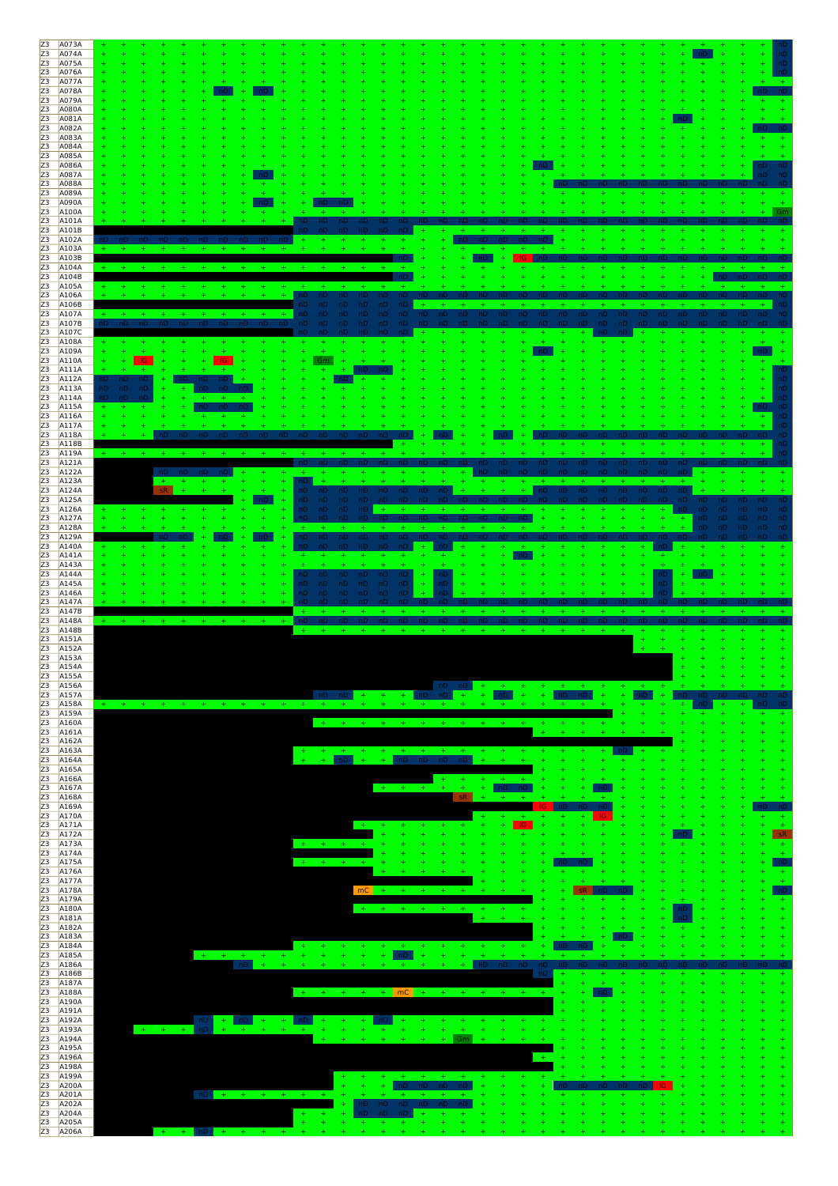| | | | | | | | | | | | | | | | | | | | | | | | | | | | | | | | | | | | | |
|---|---|---|---|---|---|---|---|---|---|---|---|---|---|---|---|---|---|---|---|---|---|---|---|---|---|---|---|---|---|---|---|---|---|---|---|---|
| Z3 | A073A | + | + | + | + | + | + | + | + | + | + | + | + | + | + | + | + | + | + | + | + | + | + | + | + | + | + | + | + | + | + | + | + | + | + | nD |
| Z3 | A074A | + | + | + | + | + | + | + | + | + | + | + | + | + | + | + | + | + | + | + | + | + | + | + | + | + | + | + | + | + | + | nD | + | + | + | nD |
| Z3 | A075A | + | + | + | + | + | + | + | + | + | + | + | + | + | + | + | + | + | + | + | + | + | + | + | + | + | + | + | + | + | + | + | + | + | + | nD |
| Z3 | A076A | + | + | + | + | + | + | + | + | + | + | + | + | + | + | + | + | + | + | + | + | + | + | + | + | + | + | + | + | + | + | + | + | + | + | nD |
| Z3 | A077A | + | + | + | + | + | + | + | + | + | + | + | + | + | + | + | + | + | + | + | + | + | + | + | + | + | + | + | + | + | + | + | + | + | + | + |
| Z3 | A078A | + | + | + | + | + | + | nD | + | nD | + | + | + | + | + | + | + | + | + | + | + | + | + | + | + | + | + | + | + | + | + | + | + | + | nD | nD |
| Z3 | A079A | + | + | + | + | + | + | + | + | + | + | + | + | + | + | + | + | + | + | + | + | + | + | + | + | + | + | + | + | + | + | + | + | + | + | + |
| Z3 | A080A | + | + | + | + | + | + | + | + | + | + | + | + | + | + | + | + | + | + | + | + | + | + | + | + | + | + | + | + | + | + | + | + | + | + | + |
| Z3 | A081A | + | + | + | + | + | + | + | + | + | + | + | + | + | + | + | + | + | + | + | + | + | + | + | + | + | + | + | + | + | nD | + | + | + | + | + |
| Z3 | A082A | + | + | + | + | + | + | + | + | + | + | + | + | + | + | + | + | + | + | + | + | + | + | + | + | + | + | + | + | + | + | + | + | + | nD | nD |
| Z3 | A083A | + | + | + | + | + | + | + | + | + | + | + | + | + | + | + | + | + | + | + | + | + | + | + | + | + | + | + | + | + | + | + | + | + | + | + |
| Z3 | A084A | + | + | + | + | + | + | + | + | + | + | + | + | + | + | + | + | + | + | + | + | + | + | + | + | + | + | + | + | + | + | + | + | + | + | + |
| Z3 | A085A | + | + | + | + | + | + | + | + | + | + | + | + | + | + | + | + | + | + | + | + | + | + | + | + | + | + | + | + | + | + | + | + | + | + | + |
| Z3 | A086A | + | + | + | + | + | + | + | + | + | + | + | + | + | + | + | + | + | + | + | + | + | + | nD | + | + | + | + | + | + | + | + | + | + | nD | nD |
| Z3 | A087A | + | + | + | + | + | + | + | + | nD | + | + | + | + | + | + | + | + | + | + | + | + | + | + | + | + | + | + | + | + | + | + | + | + | nD | nD |
| Z3 | A088A | + | + | + | + | + | + | + | + | + | + | + | + | + | + | + | + | + | + | + | + | + | + | + | nD | nD | nD | nD | nD | nD | nD | nD | nD | nD | nD | nD |
| Z3 | A089A | + | + | + | + | + | + | + | + | + | + | + | + | + | + | + | + | + | + | + | + | + | + | + | + | + | + | + | + | + | + | + | + | + | + | + |
| Z3 | A090A | + | + | + | + | + | + | + | + | nD | + | + | nD | nD | + | + | + | + | + | + | + | + | + | + | + | + | + | + | + | + | + | + | + | + | + | + |
| Z3 | A100A | + | + | + | + | + | + | + | + | + | + | + | + | + | + | + | + | + | + | + | + | + | + | + | + | + | + | + | + | + | + | + | + | + | + | Gm |
| Z3 | A101A | + | + | + | + | + | + | + | + | + | + | nD | nD | nD | nD | nD | nD | nD | nD | nD | nD | nD | nD | nD | nD | nD | nD | nD | nD | nD | nD | nD | nD | nD | nD | nD |
| Z3 | A101B | | | | | | | | | | | nD | nD | nD | nD | nD | nD | + | + | + | + | + | + | + | + | + | + | + | + | + | + | + | + | + | + | + |
| Z3 | A102A | nD | nD | nD | nD | nD | nD | nD | nD | nD | nD | + | + | + | + | + | + | + | + | nD | nD | nD | nD | nD | + | + | + | + | + | + | + | + | + | + | + | + |
| Z3 | A103A | + | + | + | + | + | + | + | + | + | + | + | + | + | + | + | + | + | + | + | + | + | + | + | + | + | + | + | + | + | + | + | + | + | + | + |
| Z3 | A103B | | | | | | | | | | | | | | | | nD | + | + | + | nD | + | IG | nD | nD | nD | nD | nD | nD | nD | nD | nD | nD | nD | nD | nD |
| Z3 | A104A | + | + | + | + | + | + | + | + | + | + | + | + | + | + | + | + | + | + | + | + | + | + | + | + | + | + | + | + | + | + | + | + | + | + | + |
| Z3 | A104B | | | | | | | | | | | | | | | | nD | + | + | + | + | + | + | + | + | + | + | + | + | + | + | + | nD | nD | nD | nD |
| Z3 | A105A | + | + | + | + | + | + | + | + | + | + | + | + | + | + | + | + | + | + | + | + | + | + | + | + | + | + | + | + | + | + | + | + | + | + | + |
| Z3 | A106A | + | + | + | + | + | + | + | + | + | + | nD | nD | nD | nD | nD | nD | nD | nD | nD | nD | nD | nD | nD | nD | nD | nD | nD | nD | nD | nD | nD | nD | nD | nD | nD |
| Z3 | A106B | | | | | | | | | | | nD | nD | nD | nD | nD | nD | + | + | + | + | + | + | + | + | + | + | + | + | + | + | + | + | + | + | nD |
| Z3 | A107A | + | + | + | + | + | + | + | + | + | + | nD | nD | nD | nD | nD | nD | nD | nD | nD | nD | nD | nD | nD | nD | nD | nD | nD | nD | nD | nD | nD | nD | nD | nD | nD |
| Z3 | A107B | nD | nD | nD | nD | nD | nD | nD | nD | nD | nD | nD | nD | nD | nD | nD | nD | nD | nD | nD | nD | nD | nD | nD | nD | nD | nD | nD | nD | nD | nD | nD | nD | nD | nD | nD |
| Z3 | A107C | | | | | | | | | | | nD | nD | nD | nD | nD | nD | + | + | + | + | + | + | + | + | + | nD | nD | + | + | + | + | + | + | + | + |
| Z3 | A108A | + | + | + | + | + | + | + | + | + | + | + | + | + | + | + | + | + | + | + | + | + | + | + | + | + | + | + | + | + | + | + | + | + | + | + |
| Z3 | A109A | + | + | + | + | + | + | + | + | + | + | + | + | + | + | + | + | + | + | + | + | + | + | nD | + | + | + | + | + | + | + | + | + | + | nD | + |
| Z3 | A110A | + | + | IG | + | + | + | IG | + | + | + | + | Gm | + | + | + | + | + | + | + | + | + | + | + | + | + | + | + | + | + | + | + | + | + | + | + |
| Z3 | A111A | + | + | + | + | + | + | + | + | + | + | + | + | + | nD | nD | + | + | + | + | + | + | + | + | + | + | + | + | + | + | + | + | + | + | + | nD |
| Z3 | A112A | nD | nD | nD | + | nD | nD | nD | + | + | + | + | + | nD | + | + | + | + | + | + | + | + | + | + | + | + | + | + | + | + | + | + | + | + | + | nD |
| Z3 | A113A | nD | nD | nD | + | + | + | nD | nD | + | + | + | + | + | + | + | + | + | + | + | + | + | + | + | + | + | + | + | + | + | + | + | + | + | + | nD |
| Z3 | A114A | nD | nD | nD | + | + | + | + | + | + | + | + | + | + | + | + | + | + | + | + | + | + | + | + | + | + | + | + | + | + | + | + | + | + | + | nD |
| Z3 | A115A | + | + | + | + | + | nD | nD | nD | + | + | + | + | + | + | + | + | + | + | + | + | + | + | + | + | + | + | + | + | + | + | + | + | + | nD | nD |
| Z3 | A116A | + | + | + | + | + | + | + | + | + | + | + | + | + | + | + | + | + | + | + | + | + | + | + | + | + | + | + | + | + | + | + | + | + | + | nD |
| Z3 | A117A | + | + | + | + | + | + | + | + | + | + | + | + | + | + | + | + | + | + | + | + | + | + | + | + | + | + | + | + | + | + | + | + | + | + | nD |
| Z3 | A118A | + | + | + | nD | nD | nD | nD | nD | nD | nD | nD | nD | nD | nD | nD | nD | + | nD | + | + | nD | + | nD | nD | nD | nD | nD | nD | nD | nD | nD | nD | nD | nD | nD |
| Z3 | A118B | | | | | | | | | | | | | | | | + | + | + | + | + | + | + | + | + | + | + | + | + | + | + | + | + | + | + | nD |
| Z3 | A119A | + | + | + | + | + | + | + | + | + | + | + | + | + | + | + | + | + | + | + | + | + | + | + | + | + | + | + | + | + | + | + | + | + | + | nD |
| Z3 | A121A | | | | | | | | | | | nD | nD | nD | nD | nD | nD | nD | nD | nD | nD | nD | nD | nD | nD | nD | nD | nD | nD | nD | nD | nD | nD | nD | nD | nD |
| Z3 | A122A | | | | nD | nD | nD | nD | + | + | + | + | + | + | + | + | + | + | + | + | nD | nD | nD | nD | nD | nD | nD | nD | nD | nD | nD | nD | + | + | + | + |
| Z3 | A123A | | | | + | + | + | + | + | + | + | nD | + | + | + | + | + | + | + | + | + | + | + | + | + | + | + | + | + | + | + | + | + | + | + | + |
| Z3 | A124A | | | | sR | + | + | + | + | + | + | nD | nD | nD | nD | nD | nD | nD | nD | + | + | + | + | nD | nD | nD | nD | nD | nD | nD | nD | + | + | + | + | + |
| Z3 | A125A | | | | | | | | + | nD | + | nD | nD | nD | nD | nD | nD | nD | nD | nD | nD | nD | nD | nD | nD | nD | nD | nD | nD | nD | nD | nD | nD | nD | nD | nD |
| Z3 | A126A | + | + | + | + | + | + | + | + | + | + | nD | nD | nD | nD | + | + | + | + | + | + | + | + | + | + | + | + | + | + | + | nD | nD | nD | nD | nD | nD |
| Z3 | A127A | + | + | + | + | + | + | + | + | + | + | nD | nD | nD | nD | nD | nD | nD | nD | nD | nD | nD | nD | + | + | + | + | + | + | + | + | nD | nD | nD | nD | nD |
| Z3 | A128A | + | + | + | + | + | + | + | + | + | + | + | + | + | + | + | + | + | + | + | + | + | + | + | + | + | + | + | + | + | + | nD | nD | nD | nD | nD |
| Z3 | A129A | | | | nD | nD | + | nD | + | nD | + | nD | nD | nD | nD | nD | nD | nD | nD | nD | nD | nD | nD | nD | nD | nD | nD | nD | nD | nD | nD | nD | nD | nD | nD | nD |
| Z3 | A140A | + | + | + | + | + | + | + | + | + | + | nD | nD | nD | nD | nD | nD | + | nD | + | + | + | + | + | + | + | + | + | + | + | nD | + | + | + | + | + |
| Z3 | A141A | + | + | + | + | + | + | + | + | + | + | + | + | + | + | + | + | + | + | + | + | + | nD | + | + | + | + | + | + | + | + | + | + | + | + | + |
| Z3 | A143A | + | + | + | + | + | + | + | + | + | + | + | + | + | + | + | + | + | + | + | + | + | + | + | + | + | + | + | + | + | + | + | + | + | + | + |
| Z3 | A144A | + | + | + | + | + | + | + | + | + | + | nD | nD | nD | nD | nD | nD | + | nD | + | + | + | + | + | + | + | + | + | + | + | nD | + | nD | + | + | + |
| Z3 | A145A | + | + | + | + | + | + | + | + | + | + | nD | nD | nD | nD | nD | nD | + | nD | + | + | + | + | + | + | + | + | + | + | + | nD | + | + | + | + | + |
| Z3 | A146A | + | + | + | + | + | + | + | + | + | + | nD | nD | nD | nD | nD | nD | + | nD | + | + | + | + | + | + | + | + | + | + | + | nD | + | + | + | + | + |
| Z3 | A147A | + | + | + | + | + | + | + | + | + | + | nD | nD | nD | nD | nD | nD | nD | nD | nD | nD | nD | nD | nD | nD | nD | nD | nD | nD | nD | nD | nD | nD | nD | nD | nD |
| Z3 | A147B | | | | | | | | | | | + | + | + | + | + | + | + | + | + | + | + | + | + | + | + | + | + | + | + | + | + | + | + | + | + |
| Z3 | A148A | + | + | + | + | + | + | + | + | + | + | nD | nD | nD | nD | nD | nD | nD | nD | nD | nD | nD | nD | nD | nD | nD | nD | nD | nD | nD | nD | nD | nD | nD | nD | nD |
| Z3 | A148B | | | | | | | | | | | + | + | + | + | + | + | + | + | + | + | + | + | + | + | + | + | + | + | + | + | + | + | + | + | + |
| Z3 | A151A | | | | | | | | | | | | | | | | | | | | | | | | | | | | | + | + | + | + | + | + | + |
| Z3 | A152A | | | | | | | | | | | | | | | | | | | | | | | | | | | | | + | + | + | + | + | + | + |
| Z3 | A153A | | | | | | | | | | | | | | | | | | | | | | | | | | | | | | | + | + | + | + | + |
| Z3 | A154A | | | | | | | | | | | | | | | | | | | | | | | | | | | | | | | + | + | + | + | + |
| Z3 | A155A | | | | | | | | | | | | | | | | | | | | | | | | | | | | | | | + | + | + | + | + |
| Z3 | A156A | | | | | | | | | | | | | | | | | | nD | nD | + | + | + | + | + | + | + | + | + | + | + | + | + | + | + | + |
| Z3 | A157A | | | | | | | | | | | | nD | nD | + | + | + | nD | nD | + | + | nD | + | + | nD | nD | + | + | nD | + | nD | nD | nD | nD | nD | nD |
| Z3 | A158A | + | + | + | + | + | + | + | + | + | + | + | + | + | + | + | + | + | + | + | + | + | + | + | + | + | + | + | + | + | + | nD | + | + | nD | nD |
| Z3 | A159A | | | | | | | | | | | | | | | | | | | | | | | | | | | | + | + | + | + | + | + | + | + |
| Z3 | A160A | | | | | | | | | | | | + | + | + | + | + | + | + | + | + | + | + | + | + | + | + | + | + | + | + | + | + | + | + | + |
| Z3 | A161A | | | | | | | | | | | | | | | | | | | | | | | + | + | + | + | + | + | + | + | + | + | + | + | + |
| Z3 | A162A | | | | | | | | | | | | | | | | | | | | | | | | | | | | | | + | + | + | + | + | + |
| Z3 | A163A | | | | | | | | | | | + | + | + | + | + | + | + | + | + | + | + | + | + | + | + | + | nD | + | + | + | + | + | + | + | + |
| Z3 | A164A | | | | | | | | | | | + | + | nD | + | + | nD | nD | nD | nD | + | + | + | + | + | + | + | + | + | + | + | + | + | + | + | + |
| Z3 | A165A | | | | | | | | | | | | | | | | | | | | | | | + | + | + | + | + | + | + | + | + | + | + | + | + |
| Z3 | A166A | | | | | | | | | | | | | | | | | | + | + | + | + | + | + | + | + | + | + | + | + | + | + | + | + | + | + |
| Z3 | A167A | | | | | | | | | | | | | | | + | + | + | + | + | + | nD | nD | + | + | + | nD | + | + | + | + | + | + | + | + | + |
| Z3 | A168A | | | | | | | | | | | | | | | | | | | sR | + | + | + | + | + | + | + | + | + | + | + | + | + | + | + | + |
| Z3 | A169A | | | | | | | | | | | | | | | | | | | | | | | IG | nD | nD | nD | + | + | + | + | + | + | + | nD | nD |
| Z3 | A170A | | | | | | | | | | | | | | | | | | | | + | + | + | + | + | + | IG | + | + | + | + | + | + | + | + | + |
| Z3 | A171A | | | | | | | | | | | | | | + | + | + | + | + | + | + | + | IG | + | + | + | + | + | + | + | + | + | + | + | + | + |
| Z3 | A172A | | | | | | | | | | | | | | | + | + | + | + | + | + | + | + | + | + | + | + | + | + | + | nD | + | + | + | + | sR |
| Z3 | A173A | | | | | | | | | | | + | + | + | + | + | + | + | + | + | + | + | + | + | + | + | + | + | + | + | + | + | + | + | + | + |
| Z3 | A174A | | | | | | | | | | | | | | | + | + | + | + | + | + | + | + | + | + | + | + | + | + | + | + | + | + | + | + | + |
| Z3 | A175A | | | | | | | | | | | + | + | + | + | + | + | + | + | + | + | + | + | + | nD | nD | + | + | + | + | + | + | + | + | + | nD |
| Z3 | A176A | | | | | | | | | | | | | | | + | + | + | + | + | + | + | + | + | + | + | + | + | + | + | + | + | + | + | + | + |
| Z3 | A177A | | | | | | | | | | | | | | | | | | | | + | + | + | + | + | + | + | + | + | + | + | + | + | + | + | + |
| Z3 | A178A | | | | | | | | | | | | | | mC | + | + | + | + | + | + | + | + | + | + | + | sR | nD | nD | + | + | + | + | + | + | nD |
| Z3 | A179A | | | | | | | | | | | | | | | | | | | | | | | + | + | + | + | + | + | + | + | + | + | + | + | + |
| Z3 | A180A | | | | | | | | | | | | | | + | + | + | + | + | + | + | + | + | + | + | + | + | + | + | + | nD | + | + | + | + | + |
| Z3 | A181A | | | | | | | | | | | | | | | | | | | | + | + | + | + | + | + | + | + | + | + | nD | + | + | + | + | + |
| Z3 | A182A | | | | | | | | | | | | | | | | | | | | | | | + | + | + | + | + | + | + | + | + | + | + | + | + |
| Z3 | A183A | | | | | | | | | | | | | | | | | | | | | | | + | + | + | + | nD | + | + | + | + | + | + | + | + |
| Z3 | A184A | | | | | | | | | | | + | + | + | + | + | + | + | + | + | + | + | + | + | nD | nD | + | + | + | + | + | + | + | + | + | + |
| Z3 | A185A | | | | | | + | + | + | + | + | + | + | + | + | + | nD | + | + | + | + | + | + | + | + | + | + | + | + | + | + | + | + | + | + | + |
| Z3 | A186A | | | | | | | | nD | + | + | + | + | + | + | + | + | + | + | + | nD | nD | nD | nD | nD | nD | nD | nD | nD | nD | nD | nD | nD | nD | nD | nD |
| Z3 | A186B | | | | | | | | | | | | | | | | | | | | | | | nD | + | + | + | + | + | + | + | + | + | + | + | + |
| Z3 | A187A | | | | | | | | | | | | | | | | | | | | | | | | + | + | + | + | + | + | + | + | + | + | + | + |
| Z3 | A188A | | | | | | | | | | | + | + | + | + | + | mC | + | + | + | + | + | + | + | + | + | nD | + | + | + | + | + | + | + | + | + |
| Z3 | A190A | | | | | | | | | | | | | | | | | | | | | | | | + | + | + | + | + | + | + | + | + | + | + | + |
| Z3 | A191A | | | | | | | | | | | | | | | | | | | | | | | | + | + | + | + | + | + | + | + | + | + | + | + |
| Z3 | A192A | | | | | | nD | + | nD | + | + | nD | + | + | + | nD | + | + | + | + | + | + | + | + | + | + | + | + | + | + | + | + | + | + | + | + |
| Z3 | A193A | | | + | + | + | nD | + | + | + | + | + | + | + | + | + | + | + | + | + | + | + | + | + | + | + | + | + | + | + | + | + | + | + | + | + |
| Z3 | A194A | | | | | | | | | | | | + | + | + | + | + | + | + | Gm | + | + | + | + | + | + | + | + | + | + | + | + | + | + | + | + |
| Z3 | A195A | | | | | | | | | | | | | | | | | | | | | | | | + | + | + | + | + | + | + | + | + | + | + | + |
| Z3 | A196A | | | | | | | | | | | | | | | | | | | | | | | + | + | + | + | + | + | + | + | + | + | + | + | + |
| Z3 | A198A | | | | | | | | | | | | | | | | | | | | | | | | + | + | + | + | + | + | + | + | + | + | + | + |
| Z3 | A199A | | | | | | | | | | | | | + | + | + | + | + | + | + | + | + | + | + | + | + | + | + | + | + | + | + | + | + | + | + |
| Z3 | A200A | | | | | | | | | | | | | + | + | + | nD | nD | nD | nD | + | + | + | + | nD | nD | nD | nD | nD | nD | IG | + | + | + | + | + |
| Z3 | A201A | | | | | | nD | + | + | + | + | + | + | + | + | + | + | + | + | + | + | + | + | + | + | + | + | + | + | + | + | + | + | + | + | + |
| Z3 | A202A | | | | | | | | | | | | | + | nD | nD | nD | nD | nD | nD | + | + | + | + | + | + | + | + | + | + | + | + | + | + | + | + |
| Z3 | A204A | | | | | | | | | | | | + | + | nD | nD | nD | + | + | + | + | + | + | + | + | + | + | + | + | + | + | + | + | + | + | + |
| Z3 | A205A | | | | | | | | | | | | + | + | + | + | + | + | + | + | + | + | + | + | + | + | + | + | + | + | + | + | + | + | + | + |
| Z3 | A206A | | | | + | + | nD | + | + | + | + | + | + | + | + | + | + | + | + | + | + | + | + | + | + | + | + | + | + | + | + | + | + | + | + | + |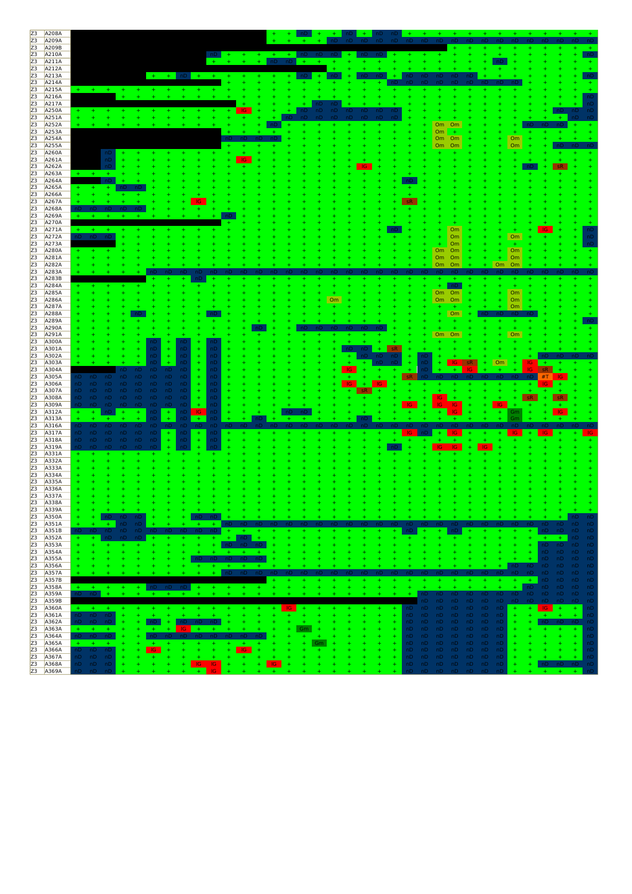| | | | | | | | | | | | | | | | | | | | | | | | | | | | | | | | | | | | | |
|---|---|---|---|---|---|---|---|---|---|---|---|---|---|---|---|---|---|---|---|---|---|---|---|---|---|---|---|---|---|---|---|---|---|---|---|---|
| Z3 | A208A | | | | | | | | | | | | | | + | + | nD | + | + | nD | + | nD | nD | + | + | + | + | + | + | + | + | + | + | + | + | + |
| Z3 | A209A | | | | | | | | | | | | | | + | + | + | + | nD | nD | nD | nD | nD | nD | nD | nD | nD | nD | nD | nD | nD | nD | nD | nD | nD | nD |
| Z3 | A209B | | | | | | | | | | | | | | | | | | | | | | | | | | + | + | + | + | + | + | + | + | + | + |
| Z3 | A210A | | | | | | | | | | nD | + | + | + | + | + | nD | nD | nD | nD | + | nD | nD | + | + | + | + | + | + | + | + | + | + | + | + | nD |
| Z3 | A211A | | | | | | | | | | + | + | + | + | nD | nD | + | + | + | + | + | + | + | + | + | + | + | + | + | nD | + | + | + | + | + | + |
| Z3 | A212A | | | | | | | | | | | | | | | | | | + | + | + | + | + | + | + | + | + | + | + | + | + | + | + | + | + | + |
| Z3 | A213A | | | | | | + | + | nD | + | + | + | + | + | + | + | nD | + | nD | + | nD | nD | + | nD | nD | nD | nD | nD | + | + | + | + | + | + | + | nD |
| Z3 | A214A | | | | | | | | | | | + | + | + | + | + | + | + | + | + | + | + | nD | nD | nD | nD | nD | nD | nD | nD | nD | + | + | + | + | + |
| Z3 | A215A | + | + | + | + | + | + | + | + | + | + | + | + | + | + | + | + | + | + | + | + | + | + | + | + | + | + | + | + | + | + | + | + | + | + | + |
| Z3 | A216A | | | | + | + | + | + | + | + | + | + | + | + | + | + | + | + | + | + | + | + | + | + | + | + | + | + | + | + | + | + | + | + | + | nD |
| Z3 | A217A | | | | | | | | | | | | + | + | + | + | + | nD | nD | + | + | + | + | + | + | + | + | + | + | + | + | + | + | + | + | nD |
| Z3 | A250A | + | + | + | + | + | + | + | + | + | + | + | IG | + | + | + | nD | nD | nD | nD | nD | nD | nD | + | + | + | + | + | + | + | + | + | + | nD | nD | nD |
| Z3 | A251A | + | + | + | + | + | + | + | + | + | + | + | + | + | + | nD | nD | nD | nD | nD | nD | nD | nD | + | + | + | + | + | + | + | + | + | + | + | nD | nD |
| Z3 | A252A | + | + | + | + | + | + | + | + | + | + | + | + | + | nD | + | + | + | + | + | + | + | + | + | + | Om | Om | + | + | + | + | nD | nD | nD | + | + |
| Z3 | A253A | | | | | | | | | | | + | + | + | + | + | + | + | + | + | + | + | + | + | + | Om | + | + | + | + | + | + | + | + | + | + |
| Z3 | A254A | | | | | | | | | | | nD | nD | nD | nD | + | + | + | + | + | + | + | + | + | + | Om | Om | + | + | + | Om | + | + | + | + | + |
| Z3 | A255A | | | | | | | | | | | + | + | + | + | + | + | + | + | + | + | + | + | + | + | Om | Om | + | + | + | Om | + | + | nD | nD | nD |
| Z3 | A260A | | | nD | + | + | + | + | + | + | + | + | + | + | + | + | + | + | + | + | + | + | + | + | + | + | + | + | + | + | + | + | + | + | + | + |
| Z3 | A261A | | | nD | + | + | + | + | + | + | + | + | IG | + | + | + | + | + | + | + | + | + | + | + | + | + | + | + | + | + | + | + | + | + | + | + |
| Z3 | A262A | | | nD | + | + | + | + | + | + | + | + | + | + | + | + | + | + | + | + | IG | + | + | + | + | + | + | + | + | + | + | nD | + | sR | + | + |
| Z3 | A263A | + | + | + | + | + | + | + | + | + | + | + | + | + | + | + | + | + | + | + | + | + | + | + | + | + | + | + | + | + | + | + | + | + | + | + |
| Z3 | A264A | | | nD | + | + | + | + | + | + | + | + | + | + | + | + | + | + | + | + | + | + | + | nD | + | + | + | + | + | + | + | + | + | + | + | + |
| Z3 | A265A | + | + | + | nD | nD | + | + | + | + | + | + | + | + | + | + | + | + | + | + | + | + | + | + | + | + | + | + | + | + | + | + | + | + | + | + |
| Z3 | A266A | + | + | + | + | + | + | + | + | + | + | + | + | + | + | + | + | + | + | + | + | + | + | + | + | + | + | + | + | + | + | + | + | + | + | + |
| Z3 | A267A | + | + | + | + | + | + | + | + | IG | + | + | + | + | + | + | + | + | + | + | + | + | + | sR | + | + | + | + | + | + | + | + | + | + | + | + |
| Z3 | A268A | nD | nD | nD | nD | nD | + | + | + | + | + | + | + | + | + | + | + | + | + | + | + | + | + | + | + | + | + | + | + | + | + | + | + | + | + | + |
| Z3 | A269A | + | + | + | + | + | + | + | + | + | + | nD | + | + | + | + | + | + | + | + | + | + | + | + | + | + | + | + | + | + | + | + | + | + | + | + |
| Z3 | A270A | | | | | | | | | | | + | + | + | + | + | + | + | + | + | + | + | + | + | + | + | + | + | + | + | + | + | + | + | + | + |
| Z3 | A271A | + | + | + | + | + | + | + | + | + | + | + | + | + | + | + | + | + | + | + | + | + | nD | + | + | + | Om | + | + | + | + | + | IG | + | + | nD |
| Z3 | A272A | nD | nD | nD | + | + | + | + | + | + | + | + | + | + | + | + | + | + | + | + | + | + | + | + | + | + | Om | + | + | + | Om | + | + | + | + | nD |
| Z3 | A273A | | | | + | + | + | + | + | + | + | + | + | + | + | + | + | + | + | + | + | + | + | + | + | + | Om | + | + | + | + | + | + | + | + | nD |
| Z3 | A280A | + | + | + | + | + | + | + | + | + | + | + | + | + | + | + | + | + | + | + | + | + | + | + | + | Om | Om | + | + | + | Om | + | + | + | + | + |
| Z3 | A281A | + | + | + | + | + | + | + | + | + | + | + | + | + | + | + | + | + | + | + | + | + | + | + | + | Om | Om | + | + | + | Om | + | + | + | + | + |
| Z3 | A282A | + | + | + | + | + | + | + | + | + | + | + | + | + | + | + | + | + | + | + | + | + | + | + | + | Om | Om | + | + | Om | Om | + | + | + | + | + |
| Z3 | A283A | + | + | + | + | + | nD | nD | nD | nD | nD | nD | nD | nD | nD | nD | nD | nD | nD | nD | nD | nD | nD | nD | nD | nD | nD | nD | nD | nD | nD | nD | nD | nD | nD | + |
| Z3 | A283B | | | | | | + | + | nD | + | + | + | + | + | + | + | + | + | + | + | + | + | + | + | + | + | + | + | + | + | + | + | + | + | + | + |
| Z3 | A284A | + | + | + | + | + | + | + | + | + | + | + | + | + | + | + | + | + | + | + | + | + | + | + | + | + | + | nD | + | + | + | + | + | + | + | + |
| Z3 | A285A | + | + | + | + | + | + | + | + | + | + | + | + | + | + | + | + | + | + | + | + | + | + | + | + | Om | Om | + | + | + | Om | + | + | + | + | + |
| Z3 | A286A | + | + | + | + | + | + | + | + | + | + | + | + | + | + | + | + | + | Om | + | + | + | + | + | + | Om | Om | + | + | + | Om | + | + | + | + | + |
| Z3 | A287A | + | + | + | + | + | + | + | + | + | + | + | + | + | + | + | + | + | + | + | + | + | + | + | + | + | + | + | + | + | Om | + | + | + | + | + |
| Z3 | A288A | + | + | + | + | nD | + | + | + | + | nD | + | + | + | + | + | + | + | + | + | + | + | + | + | + | + | Om | + | nD | nD | nD | nD | + | + | + | + |
| Z3 | A289A | + | + | + | + | + | + | + | + | + | + | + | + | + | + | + | + | + | + | + | + | + | + | + | + | + | + | + | + | + | + | + | + | + | + | nD |
| Z3 | A290A | + | + | + | + | + | + | + | + | + | + | + | + | nD | + | + | nD | nD | nD | nD | nD | nD | + | + | + | + | + | + | + | + | + | + | + | + | + | + |
| Z3 | A291A | + | + | + | + | + | + | + | + | + | + | + | + | + | + | + | + | + | + | + | + | + | + | + | + | Om | Om | + | + | + | Om | + | + | + | + | + |
| Z3 | A300A | + | + | + | + | + | nD | + | nD | + | nD | + | + | + | + | + | + | + | + | + | + | + | + | + | + | + | + | + | + | + | + | + | + | + | + | + |
| Z3 | A301A | + | + | + | + | + | nD | + | nD | + | nD | + | + | + | + | + | + | + | + | nD | nD | + | sR | + | + | + | + | + | + | + | + | + | + | + | + | + |
| Z3 | A302A | + | + | + | + | + | nD | + | nD | + | nD | + | + | + | + | + | + | + | + | + | nD | nD | nD | + | nD | + | + | + | + | + | + | + | nD | nD | nD | nD |
| Z3 | A303A | + | + | + | + | + | nD | + | nD | + | nD | + | + | + | + | + | + | + | + | + | + | nD | nD | + | nD | + | IG | sR | + | Om | + | IG | + | + | + | + |
| Z3 | A304A | | | | nD | nD | nD | nD | nD | + | nD | + | + | + | + | + | + | + | + | IG | + | + | + | + | nD | + | + | IG | + | + | + | IG | sR | + | + | + |
| Z3 | A305A | nD | nD | nD | nD | nD | nD | nD | nD | + | nD | + | + | + | + | + | + | + | + | + | + | + | + | sR | nD | nD | nD | nD | nD | nD | nD | nD | #T | IG | + | + |
| Z3 | A306A | nD | nD | nD | nD | nD | nD | nD | nD | + | nD | + | + | + | + | + | + | + | + | IG | + | IG | + | + | + | + | + | + | + | + | + | + | IG | + | + | + |
| Z3 | A307A | nD | nD | nD | nD | nD | nD | nD | nD | + | nD | + | + | + | + | + | + | + | + | + | sR | + | + | + | + | + | + | + | + | + | + | + | + | + | + | + |
| Z3 | A308A | nD | nD | nD | nD | nD | nD | nD | nD | + | nD | + | + | + | + | + | + | + | + | + | + | + | + | + | + | IG | + | + | + | + | + | sR | + | sR | + | + |
| Z3 | A309A | nD | nD | nD | nD | nD | nD | nD | nD | + | nD | + | + | + | + | + | + | + | + | + | + | + | + | IG | + | IG | IG | + | + | IG | + | + | + | + | + | + |
| Z3 | A312A | + | + | nD | + | + | nD | + | nD | IG | nD | + | + | + | + | nD | nD | + | + | + | + | + | + | + | + | + | IG | + | + | + | Gm | + | + | IG | + | + |
| Z3 | A313A | + | + | + | + | + | nD | + | nD | + | nD | + | + | nD | + | + | + | + | + | + | nD | + | + | + | + | + | + | + | + | + | Gm | + | + | + | + | + |
| Z3 | A316A | nD | nD | nD | nD | nD | nD | nD | nD | nD | nD | nD | nD | nD | nD | nD | nD | nD | nD | nD | nD | nD | nD | nD | nD | nD | nD | nD | nD | nD | nD | nD | nD | nD | nD | nD |
| Z3 | A317A | nD | nD | nD | nD | nD | nD | nD | nD | + | nD | + | + | + | + | + | + | + | + | + | + | + | + | IG | nD | + | IG | + | + | + | IG | + | IG | + | + | IG |
| Z3 | A318A | nD | nD | nD | nD | nD | nD | + | nD | + | nD | + | + | + | + | + | + | + | + | + | + | + | + | + | + | + | + | + | + | + | + | + | + | + | + | + |
| Z3 | A319A | nD | nD | nD | nD | nD | nD | + | nD | + | nD | + | + | + | + | + | + | + | + | + | + | + | nD | + | + | IG | IG | + | IG | + | + | + | + | + | + | + |
| Z3 | A331A | + | + | + | + | + | + | + | + | + | + | + | + | + | + | + | + | + | + | + | + | + | + | + | + | + | + | + | + | + | + | + | + | + | + | + |
| Z3 | A332A | + | + | + | + | + | + | + | + | + | + | + | + | + | + | + | + | + | + | + | + | + | + | + | + | + | + | + | + | + | + | + | + | + | + | + |
| Z3 | A333A | + | + | + | + | + | + | + | + | + | + | + | + | + | + | + | + | + | + | + | + | + | + | + | + | + | + | + | + | + | + | + | + | + | + | + |
| Z3 | A334A | + | + | + | + | + | + | + | + | + | + | + | + | + | + | + | + | + | + | + | + | + | + | + | + | + | + | + | + | + | + | + | + | + | + | + |
| Z3 | A335A | + | + | + | + | + | + | + | + | + | + | + | + | + | + | + | + | + | + | + | + | + | + | + | + | + | + | + | + | + | + | + | + | + | + | + |
| Z3 | A336A | + | + | + | + | + | + | + | + | + | + | + | + | + | + | + | + | + | + | + | + | + | + | + | + | + | + | + | + | + | + | + | + | + | + | + |
| Z3 | A337A | + | + | + | + | + | + | + | + | + | + | + | + | + | + | + | + | + | + | + | + | + | + | + | + | + | + | + | + | + | + | + | + | + | + | + |
| Z3 | A338A | + | + | + | + | + | + | + | + | + | + | + | + | + | + | + | + | + | + | + | + | + | + | + | + | + | + | + | + | + | + | + | + | + | + | + |
| Z3 | A339A | + | + | + | + | + | + | + | + | + | + | + | + | + | + | + | + | + | + | + | + | + | + | + | + | + | + | + | + | + | + | + | + | + | + | + |
| Z3 | A350A | + | + | nD | nD | nD | + | + | + | nD | nD | + | + | + | + | + | + | + | + | + | + | + | + | + | + | + | + | + | + | + | + | + | + | + | nD | nD |
| Z3 | A351A | + | + | + | nD | nD | + | + | + | + | + | nD | nD | nD | nD | nD | nD | nD | nD | nD | nD | nD | nD | nD | nD | nD | nD | nD | nD | nD | nD | nD | nD | nD | nD | nD |
| Z3 | A351B | nD | nD | nD | nD | nD | nD | nD | nD | nD | nD | + | + | + | + | + | + | + | + | + | + | + | + | nD | + | + | nD | + | + | + | + | + | nD | nD | nD | nD |
| Z3 | A352A | + | + | nD | nD | nD | + | + | + | + | + | + | nD | + | + | + | + | + | + | + | + | + | + | + | + | + | + | + | + | + | + | + | + | + | nD | nD |
| Z3 | A353A | + | + | + | + | + | + | + | + | + | + | nD | nD | nD | + | + | + | + | + | + | + | + | + | + | + | + | + | + | + | + | + | + | nD | nD | nD | nD |
| Z3 | A354A | + | + | + | + | + | + | + | + | + | + | + | + | + | + | + | + | + | + | + | + | + | + | + | + | + | + | + | + | + | + | + | nD | nD | nD | nD |
| Z3 | A355A | + | + | + | + | + | + | + | + | nD | nD | nD | nD | nD | + | + | + | + | + | + | + | + | + | + | + | + | + | + | + | + | + | + | nD | nD | nD | nD |
| Z3 | A356A | + | + | + | + | + | + | + | + | + | + | + | + | + | + | + | + | + | + | + | + | + | + | + | + | + | + | + | + | + | nD | nD | nD | nD | nD | nD |
| Z3 | A357A | + | + | + | + | + | + | + | + | + | + | nD | nD | nD | nD | nD | nD | nD | nD | nD | nD | nD | nD | nD | nD | nD | nD | nD | nD | nD | nD | nD | nD | nD | nD | nD |
| Z3 | A357B | | | | | | | | | | | | | | + | + | + | + | + | + | + | + | + | + | + | + | + | + | + | + | + | + | nD | nD | nD | nD |
| Z3 | A358A | + | + | + | + | + | nD | nD | nD | + | + | + | + | + | + | + | + | + | + | + | + | + | + | + | + | + | + | + | + | + | + | nD | nD | nD | nD | nD |
| Z3 | A359A | nD | nD | + | + | + | + | + | + | + | + | + | + | + | + | + | + | + | + | + | + | + | + | + | nD | nD | nD | nD | nD | nD | nD | nD | nD | nD | nD | nD |
| Z3 | A359B | | | | | | | | | | | | | | | | | | | | | | | | nD | nD | nD | nD | nD | nD | nD | nD | nD | nD | nD | nD |
| Z3 | A360A | + | + | + | + | + | + | + | + | + | + | + | + | + | + | IG | + | + | + | + | + | + | + | nD | nD | nD | nD | nD | nD | nD | + | + | IG | + | + | nD |
| Z3 | A361A | nD | nD | nD | + | + | + | + | + | + | + | + | + | + | + | + | + | + | + | + | + | + | + | nD | nD | nD | nD | nD | nD | nD | + | + | + | + | + | nD |
| Z3 | A362A | nD | nD | nD | + | nD | + | nD | nD | nD | + | + | + | + | + | + | + | + | + | + | + | + | + | nD | nD | nD | nD | nD | nD | nD | + | + | nD | nD | nD | nD |
| Z3 | A363A | + | + | + | + | + | + | + | IG | + | + | + | + | + | + | + | Gm | + | + | + | + | + | + | nD | nD | nD | nD | nD | nD | nD | + | + | + | + | + | nD |
| Z3 | A364A | nD | nD | nD | + | + | nD | nD | nD | nD | nD | nD | nD | nD | + | + | + | + | + | + | + | + | + | nD | nD | nD | nD | nD | nD | nD | + | + | + | + | + | nD |
| Z3 | A365A | + | + | + | + | + | + | + | + | + | + | + | + | + | + | + | + | Gm | + | + | + | + | + | nD | nD | nD | nD | nD | nD | nD | + | + | + | + | + | nD |
| Z3 | A366A | nD | nD | nD | + | + | IG | + | + | + | + | + | IG | + | + | + | + | + | + | + | + | + | + | nD | nD | nD | nD | nD | nD | nD | + | + | + | + | + | nD |
| Z3 | A367A | nD | nD | nD | + | + | + | + | + | + | + | + | + | + | + | + | + | + | + | + | + | + | + | nD | nD | nD | nD | nD | nD | nD | + | + | + | + | + | nD |
| Z3 | A368A | nD | nD | nD | + | + | + | + | + | IG | IG | + | + | + | IG | + | + | + | + | + | + | + | + | nD | nD | nD | nD | nD | nD | nD | + | + | nD | nD | nD | nD |
| Z3 | A369A | nD | nD | nD | + | + | + | + | + | + | IG | + | + | + | + | + | + | + | + | + | + | + | + | nD | nD | nD | nD | nD | nD | nD | + | + | + | + | + | nD |